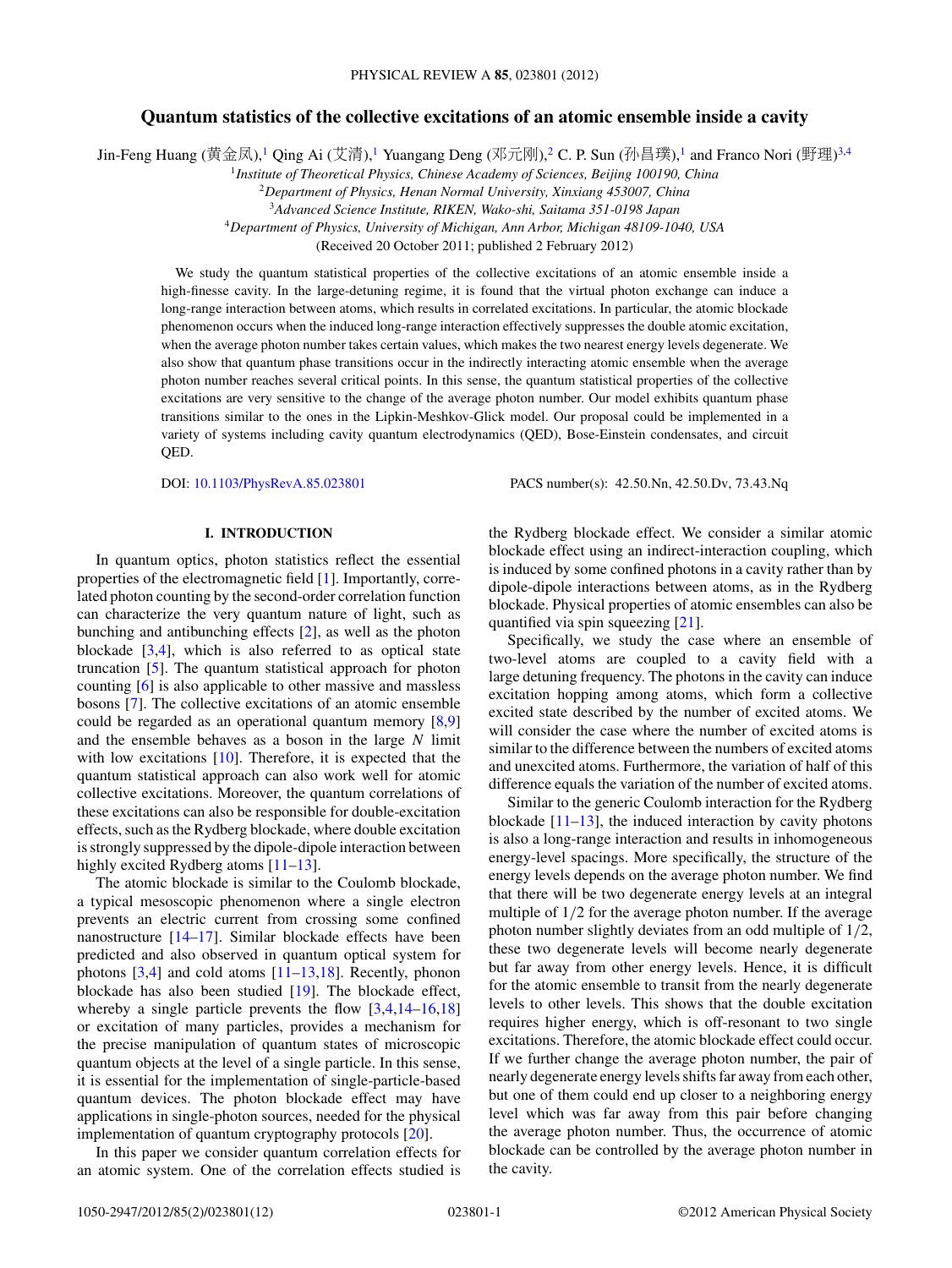# Quantum statistics of the collective excitations of an atomic ensemble inside a cavity

Jin-Feng Huang (黄金凤),[1] Qing Ai (艾清),[1] Yuangang Deng (邓元刚),[2] C. P. Sun (孙昌璞),[1] and Franco Nori (野理)[3,4]

[1]*Institute of Theoretical Physics, Chinese Academy of Sciences, Beijing 100190, China*
[2]*Department of Physics, Henan Normal University, Xinxiang 453007, China*
[3]*Advanced Science Institute, RIKEN, Wako-shi, Saitama 351-0198 Japan*
[4]*Department of Physics, University of Michigan, Ann Arbor, Michigan 48109-1040, USA*

(Received 20 October 2011; published 2 February 2012)

We study the quantum statistical properties of the collective excitations of an atomic ensemble inside a high-finesse cavity. In the large-detuning regime, it is found that the virtual photon exchange can induce a long-range interaction between atoms, which results in correlated excitations. In particular, the atomic blockade phenomenon occurs when the induced long-range interaction effectively suppresses the double atomic excitation, when the average photon number takes certain values, which makes the two nearest energy levels degenerate. We also show that quantum phase transitions occur in the indirectly interacting atomic ensemble when the average photon number reaches several critical points. In this sense, the quantum statistical properties of the collective excitations are very sensitive to the change of the average photon number. Our model exhibits quantum phase transitions similar to the ones in the Lipkin-Meshkov-Glick model. Our proposal could be implemented in a variety of systems including cavity quantum electrodynamics (QED), Bose-Einstein condensates, and circuit QED.

DOI: 10.1103/PhysRevA.85.023801 PACS number(s): 42.50.Nn, 42.50.Dv, 73.43.Nq

## I. INTRODUCTION

In quantum optics, photon statistics reflect the essential properties of the electromagnetic field [1]. Importantly, correlated photon counting by the second-order correlation function can characterize the very quantum nature of light, such as bunching and antibunching effects [2], as well as the photon blockade [3,4], which is also referred to as optical state truncation [5]. The quantum statistical approach for photon counting [6] is also applicable to other massive and massless bosons [7]. The collective excitations of an atomic ensemble could be regarded as an operational quantum memory [8,9] and the ensemble behaves as a boson in the large $N$ limit with low excitations [10]. Therefore, it is expected that the quantum statistical approach can also work well for atomic collective excitations. Moreover, the quantum correlations of these excitations can also be responsible for double-excitation effects, such as the Rydberg blockade, where double excitation is strongly suppressed by the dipole-dipole interaction between highly excited Rydberg atoms [11–13].

The atomic blockade is similar to the Coulomb blockade, a typical mesoscopic phenomenon where a single electron prevents an electric current from crossing some confined nanostructure [14–17]. Similar blockade effects have been predicted and also observed in quantum optical system for photons [3,4] and cold atoms [11–13,18]. Recently, phonon blockade has also been studied [19]. The blockade effect, whereby a single particle prevents the flow [3,4,14–16,18] or excitation of many particles, provides a mechanism for the precise manipulation of quantum states of microscopic quantum objects at the level of a single particle. In this sense, it is essential for the implementation of single-particle-based quantum devices. The photon blockade effect may have applications in single-photon sources, needed for the physical implementation of quantum cryptography protocols [20].

In this paper we consider quantum correlation effects for an atomic system. One of the correlation effects studied is the Rydberg blockade effect. We consider a similar atomic blockade effect using an indirect-interaction coupling, which is induced by some confined photons in a cavity rather than by dipole-dipole interactions between atoms, as in the Rydberg blockade. Physical properties of atomic ensembles can also be quantified via spin squeezing [21].

Specifically, we study the case where an ensemble of two-level atoms are coupled to a cavity field with a large detuning frequency. The photons in the cavity can induce excitation hopping among atoms, which form a collective excited state described by the number of excited atoms. We will consider the case where the number of excited atoms is similar to the difference between the numbers of excited atoms and unexcited atoms. Furthermore, the variation of half of this difference equals the variation of the number of excited atoms.

Similar to the generic Coulomb interaction for the Rydberg blockade [11–13], the induced interaction by cavity photons is also a long-range interaction and results in inhomogeneous energy-level spacings. More specifically, the structure of the energy levels depends on the average photon number. We find that there will be two degenerate energy levels at an integral multiple of $1/2$ for the average photon number. If the average photon number slightly deviates from an odd multiple of $1/2$, these two degenerate levels will become nearly degenerate but far away from other energy levels. Hence, it is difficult for the atomic ensemble to transit from the nearly degenerate levels to other levels. This shows that the double excitation requires higher energy, which is off-resonant to two single excitations. Therefore, the atomic blockade effect could occur. If we further change the average photon number, the pair of nearly degenerate energy levels shifts far away from each other, but one of them could end up closer to a neighboring energy level which was far away from this pair before changing the average photon number. Thus, the occurrence of atomic blockade can be controlled by the average photon number in the cavity.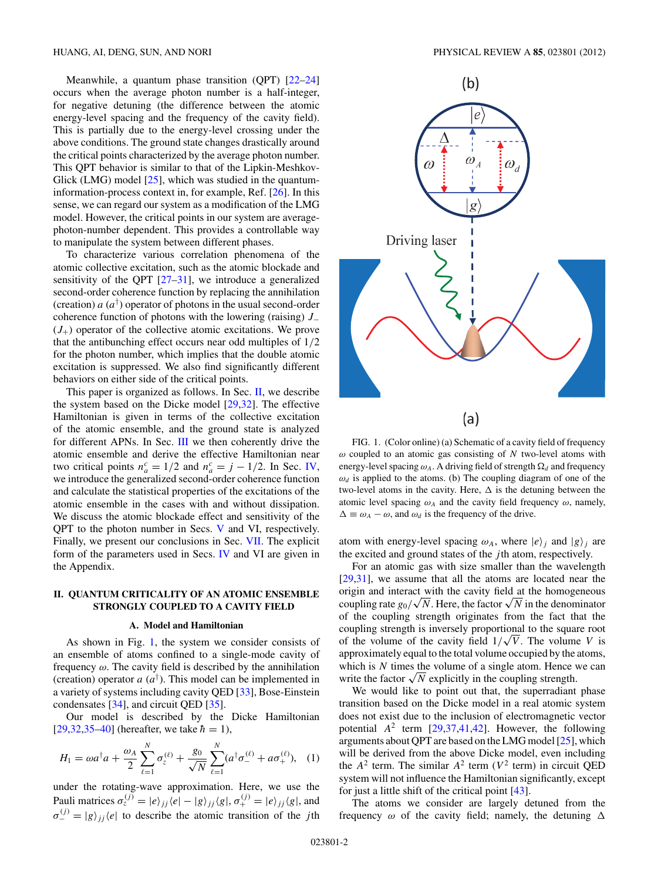Meanwhile, a quantum phase transition (QPT) [22–24] occurs when the average photon number is a half-integer, for negative detuning (the difference between the atomic energy-level spacing and the frequency of the cavity field). This is partially due to the energy-level crossing under the above conditions. The ground state changes drastically around the critical points characterized by the average photon number. This QPT behavior is similar to that of the Lipkin-Meshkov-Glick (LMG) model [25], which was studied in the quantum-information-process context in, for example, Ref. [26]. In this sense, we can regard our system as a modification of the LMG model. However, the critical points in our system are average-photon-number dependent. This provides a controllable way to manipulate the system between different phases.

To characterize various correlation phenomena of the atomic collective excitation, such as the atomic blockade and sensitivity of the QPT [27–31], we introduce a generalized second-order coherence function by replacing the annihilation (creation) $a$ ($a^\dagger$) operator of photons in the usual second-order coherence function of photons with the lowering (raising) $J_-$ ($J_+$) operator of the collective atomic excitations. We prove that the antibunching effect occurs near odd multiples of 1/2 for the photon number, which implies that the double atomic excitation is suppressed. We also find significantly different behaviors on either side of the critical points.

This paper is organized as follows. In Sec. II, we describe the system based on the Dicke model [29,32]. The effective Hamiltonian is given in terms of the collective excitation of the atomic ensemble, and the ground state is analyzed for different APNs. In Sec. III we then coherently drive the atomic ensemble and derive the effective Hamiltonian near two critical points $n_a^c = 1/2$ and $n_a^c = j - 1/2$. In Sec. IV, we introduce the generalized second-order coherence function and calculate the statistical properties of the excitations of the atomic ensemble in the cases with and without dissipation. We discuss the atomic blockade effect and sensitivity of the QPT to the photon number in Secs. V and VI, respectively. Finally, we present our conclusions in Sec. VII. The explicit form of the parameters used in Secs. IV and VI are given in the Appendix.

## II. QUANTUM CRITICALITY OF AN ATOMIC ENSEMBLE STRONGLY COUPLED TO A CAVITY FIELD

### A. Model and Hamiltonian

As shown in Fig. 1, the system we consider consists of an ensemble of atoms confined to a single-mode cavity of frequency $\omega$. The cavity field is described by the annihilation (creation) operator $a$ ($a^\dagger$). This model can be implemented in a variety of systems including cavity QED [33], Bose-Einstein condensates [34], and circuit QED [35].

Our model is described by the Dicke Hamiltonian [29,32,35–40] (hereafter, we take $\hbar = 1$),

$$H_1 = \omega a^\dagger a + \frac{\omega_A}{2}\sum_{\ell=1}^{N}\sigma_z^{(\ell)} + \frac{g_0}{\sqrt{N}}\sum_{\ell=1}^{N}(a^\dagger\sigma_-^{(\ell)} + a\sigma_+^{(\ell)}), \quad (1)$$

under the rotating-wave approximation. Here, we use the Pauli matrices $\sigma_z^{(j)} = |e\rangle_{jj}\langle e| - |g\rangle_{jj}\langle g|$, $\sigma_+^{(j)} = |e\rangle_{jj}\langle g|$, and $\sigma_-^{(j)} = |g\rangle_{jj}\langle e|$ to describe the atomic transition of the $j$th atom with energy-level spacing $\omega_A$, where $|e\rangle_j$ and $|g\rangle_j$ are the excited and ground states of the $j$th atom, respectively.

FIG. 1. (Color online) (a) Schematic of a cavity field of frequency $\omega$ coupled to an atomic gas consisting of $N$ two-level atoms with energy-level spacing $\omega_A$. A driving field of strength $\Omega_d$ and frequency $\omega_d$ is applied to the atoms. (b) The coupling diagram of one of the two-level atoms in the cavity. Here, $\Delta$ is the detuning between the atomic level spacing $\omega_A$ and the cavity field frequency $\omega$, namely, $\Delta \equiv \omega_A - \omega$, and $\omega_d$ is the frequency of the drive.

For an atomic gas with size smaller than the wavelength [29,31], we assume that all the atoms are located near the origin and interact with the cavity field at the homogeneous coupling rate $g_0/\sqrt{N}$. Here, the factor $\sqrt{N}$ in the denominator of the coupling strength originates from the fact that the coupling strength is inversely proportional to the square root of the volume of the cavity field $1/\sqrt{V}$. The volume $V$ is approximately equal to the total volume occupied by the atoms, which is $N$ times the volume of a single atom. Hence we can write the factor $\sqrt{N}$ explicitly in the coupling strength.

We would like to point out that, the superradiant phase transition based on the Dicke model in a real atomic system does not exist due to the inclusion of electromagnetic vector potential $A^2$ term [29,37,41,42]. However, the following arguments about QPT are based on the LMG model [25], which will be derived from the above Dicke model, even including the $A^2$ term. The similar $A^2$ term ($V^2$ term) in circuit QED system will not influence the Hamiltonian significantly, except for just a little shift of the critical point [43].

The atoms we consider are largely detuned from the frequency $\omega$ of the cavity field; namely, the detuning $\Delta$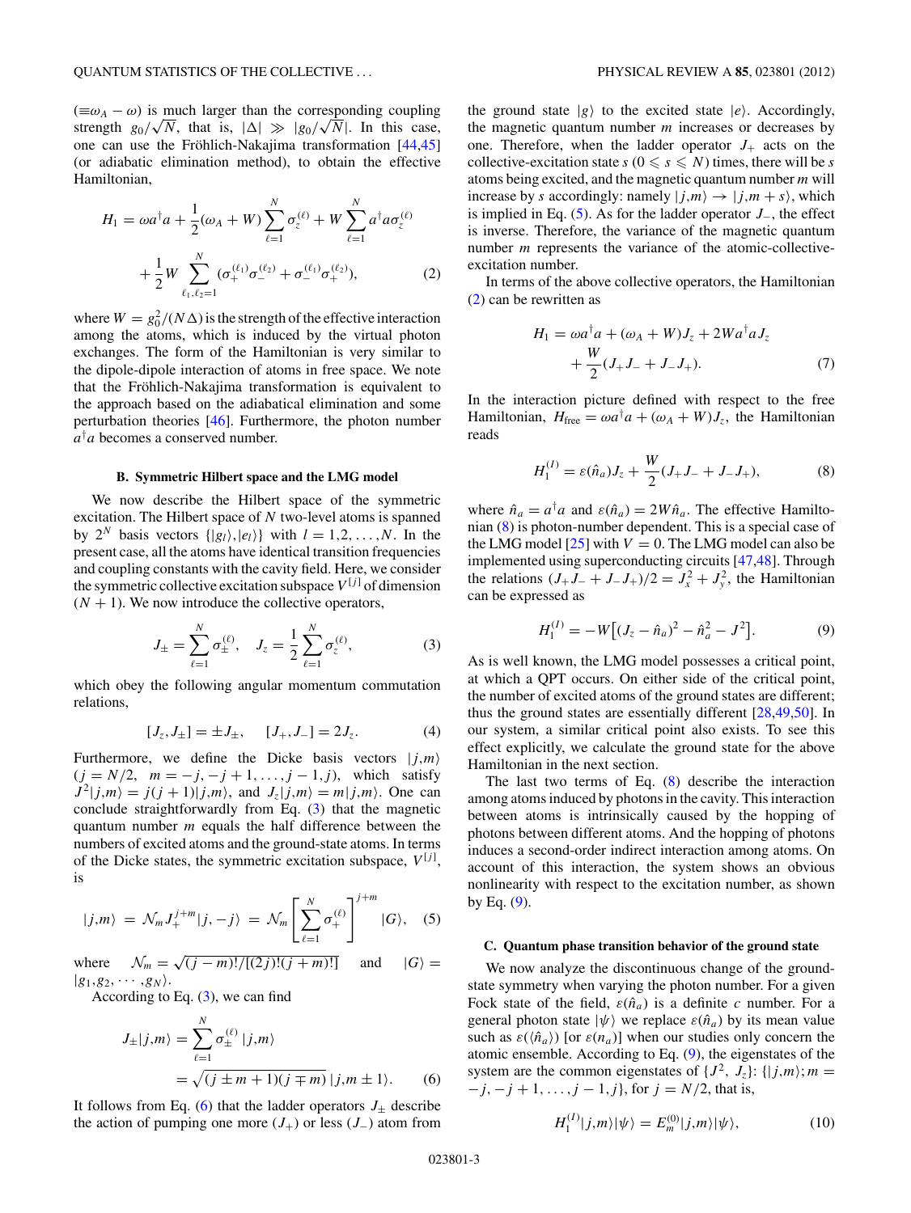($\equiv \omega_A - \omega$) is much larger than the corresponding coupling strength $g_0/\sqrt{N}$, that is, $|\Delta| \gg |g_0/\sqrt{N}|$. In this case, one can use the Fröhlich-Nakajima transformation [44,45] (or adiabatic elimination method), to obtain the effective Hamiltonian,

$$H_1 = \omega a^\dagger a + \frac{1}{2}(\omega_A + W)\sum_{\ell=1}^{N}\sigma_z^{(\ell)} + W\sum_{\ell=1}^{N} a^\dagger a \sigma_z^{(\ell)} + \frac{1}{2}W\sum_{\ell_1,\ell_2=1}^{N}\left(\sigma_+^{(\ell_1)}\sigma_-^{(\ell_2)} + \sigma_-^{(\ell_1)}\sigma_+^{(\ell_2)}\right), \tag{2}$$

where $W = g_0^2/(N\Delta)$ is the strength of the effective interaction among the atoms, which is induced by the virtual photon exchanges. The form of the Hamiltonian is very similar to the dipole-dipole interaction of atoms in free space. We note that the Fröhlich-Nakajima transformation is equivalent to the approach based on the adiabatical elimination and some perturbation theories [46]. Furthermore, the photon number $a^\dagger a$ becomes a conserved number.

### B. Symmetric Hilbert space and the LMG model

We now describe the Hilbert space of the symmetric excitation. The Hilbert space of $N$ two-level atoms is spanned by $2^N$ basis vectors $\{|g_l\rangle, |e_l\rangle\}$ with $l = 1,2,\ldots,N$. In the present case, all the atoms have identical transition frequencies and coupling constants with the cavity field. Here, we consider the symmetric collective excitation subspace $V^{[j]}$ of dimension $(N+1)$. We now introduce the collective operators,

$$J_\pm = \sum_{\ell=1}^{N}\sigma_\pm^{(\ell)}, \quad J_z = \frac{1}{2}\sum_{\ell=1}^{N}\sigma_z^{(\ell)}, \tag{3}$$

which obey the following angular momentum commutation relations,

$$[J_z, J_\pm] = \pm J_\pm, \quad [J_+, J_-] = 2J_z. \tag{4}$$

Furthermore, we define the Dicke basis vectors $|j,m\rangle$ ($j = N/2$, $m = -j, -j+1, \ldots, j-1, j$), which satisfy $J^2|j,m\rangle = j(j+1)|j,m\rangle$, and $J_z|j,m\rangle = m|j,m\rangle$. One can conclude straightforwardly from Eq. (3) that the magnetic quantum number $m$ equals the half difference between the numbers of excited atoms and the ground-state atoms. In terms of the Dicke states, the symmetric excitation subspace, $V^{[j]}$, is

$$|j,m\rangle = \mathcal{N}_m J_+^{j+m}|j,-j\rangle = \mathcal{N}_m\left[\sum_{\ell=1}^{N}\sigma_+^{(\ell)}\right]^{j+m}|G\rangle, \tag{5}$$

where $\mathcal{N}_m = \sqrt{(j-m)!/[(2j)!(j+m)!]}$ and $|G\rangle = |g_1, g_2, \cdots, g_N\rangle$.

According to Eq. (3), we can find

$$J_\pm|j,m\rangle = \sum_{\ell=1}^{N}\sigma_\pm^{(\ell)}|j,m\rangle = \sqrt{(j\pm m+1)(j\mp m)}\,|j,m\pm 1\rangle. \tag{6}$$

It follows from Eq. (6) that the ladder operators $J_\pm$ describe the action of pumping one more ($J_+$) or less ($J_-$) atom from the ground state $|g\rangle$ to the excited state $|e\rangle$. Accordingly, the magnetic quantum number $m$ increases or decreases by one. Therefore, when the ladder operator $J_+$ acts on the collective-excitation state $s$ ($0 \leqslant s \leqslant N$) times, there will be $s$ atoms being excited, and the magnetic quantum number $m$ will increase by $s$ accordingly: namely $|j,m\rangle \to |j,m+s\rangle$, which is implied in Eq. (5). As for the ladder operator $J_-$, the effect is inverse. Therefore, the variance of the magnetic quantum number $m$ represents the variance of the atomic-collective-excitation number.

In terms of the above collective operators, the Hamiltonian (2) can be rewritten as

$$H_1 = \omega a^\dagger a + (\omega_A + W)J_z + 2Wa^\dagger a J_z + \frac{W}{2}(J_+J_- + J_-J_+). \tag{7}$$

In the interaction picture defined with respect to the free Hamiltonian, $H_{\text{free}} = \omega a^\dagger a + (\omega_A + W)J_z$, the Hamiltonian reads

$$H_1^{(I)} = \varepsilon(\hat{n}_a)J_z + \frac{W}{2}(J_+J_- + J_-J_+), \tag{8}$$

where $\hat{n}_a = a^\dagger a$ and $\varepsilon(\hat{n}_a) = 2W\hat{n}_a$. The effective Hamiltonian (8) is photon-number dependent. This is a special case of the LMG model [25] with $V = 0$. The LMG model can also be implemented using superconducting circuits [47,48]. Through the relations $(J_+J_- + J_-J_+)/2 = J_x^2 + J_y^2$, the Hamiltonian can be expressed as

$$H_1^{(I)} = -W\left[(J_z - \hat{n}_a)^2 - \hat{n}_a^2 - J^2\right]. \tag{9}$$

As is well known, the LMG model possesses a critical point, at which a QPT occurs. On either side of the critical point, the number of excited atoms of the ground states are different; thus the ground states are essentially different [28,49,50]. In our system, a similar critical point also exists. To see this effect explicitly, we calculate the ground state for the above Hamiltonian in the next section.

The last two terms of Eq. (8) describe the interaction among atoms induced by photons in the cavity. This interaction between atoms is intrinsically caused by the hopping of photons between different atoms. And the hopping of photons induces a second-order indirect interaction among atoms. On account of this interaction, the system shows an obvious nonlinearity with respect to the excitation number, as shown by Eq. (9).

### C. Quantum phase transition behavior of the ground state

We now analyze the discontinuous change of the ground-state symmetry when varying the photon number. For a given Fock state of the field, $\varepsilon(\hat{n}_a)$ is a definite $c$ number. For a general photon state $|\psi\rangle$ we replace $\varepsilon(\hat{n}_a)$ by its mean value such as $\varepsilon(\langle\hat{n}_a\rangle)$ [or $\varepsilon(n_a)$] when our studies only concern the atomic ensemble. According to Eq. (9), the eigenstates of the system are the common eigenstates of $\{J^2, J_z\}$: $\{|j,m\rangle; m = -j, -j+1, \ldots, j-1, j\}$, for $j = N/2$, that is,

$$H_1^{(I)}|j,m\rangle|\psi\rangle = E_m^{(0)}|j,m\rangle|\psi\rangle, \tag{10}$$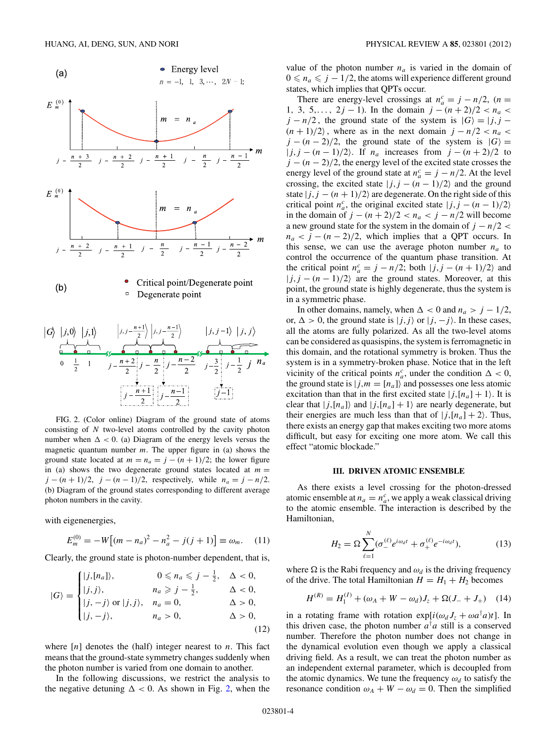FIG. 2. (Color online) Diagram of the ground state of atoms consisting of $N$ two-level atoms controlled by the cavity photon number when $\Delta < 0$. (a) Diagram of the energy levels versus the magnetic quantum number $m$. The upper figure in (a) shows the ground state located at $m = n_a = j - (n+1)/2$; the lower figure in (a) shows the two degenerate ground states located at $m = j - (n+1)/2,\ j - (n-1)/2$, respectively, while $n_a = j - n/2$. (b) Diagram of the ground states corresponding to different average photon numbers in the cavity.

with eigenenergies,

$$E_m^{(0)} = -W\left[(m - n_a)^2 - n_a^2 - j(j+1)\right] \equiv \omega_m. \quad (11)$$

Clearly, the ground state is photon-number dependent, that is,

$$|G\rangle = \begin{cases} |j,[n_a]\rangle, & 0 \leqslant n_a \leqslant j - \frac{1}{2}, \quad \Delta < 0, \\ |j,j\rangle, & n_a \geqslant j - \frac{1}{2}, \quad \Delta < 0, \\ |j,-j\rangle \text{ or } |j,j\rangle, & n_a = 0, \quad \Delta > 0, \\ |j,-j\rangle, & n_a > 0, \quad \Delta > 0, \end{cases} \quad (12)$$

where $[n]$ denotes the (half) integer nearest to $n$. This fact means that the ground-state symmetry changes suddenly when the photon number is varied from one domain to another.

In the following discussions, we restrict the analysis to the negative detuning $\Delta < 0$. As shown in Fig. 2, when the value of the photon number $n_a$ is varied in the domain of $0 \leqslant n_a \leqslant j - 1/2$, the atoms will experience different ground states, which implies that QPTs occur.

There are energy-level crossings at $n_a^c = j - n/2$, ($n = 1, 3, 5, \ldots, 2j-1$). In the domain $j - (n+2)/2 < n_a < j - n/2$, the ground state of the system is $|G\rangle = |j, j - (n+1)/2\rangle$, where as in the next domain $j - n/2 < n_a < j - (n-2)/2$, the ground state of the system is $|G\rangle = |j, j - (n-1)/2\rangle$. If $n_a$ increases from $j - (n+2)/2$ to $j - (n-2)/2$, the energy level of the excited state crosses the energy level of the ground state at $n_a^c = j - n/2$. At the level crossing, the excited state $|j, j - (n-1)/2\rangle$ and the ground state $|j, j - (n+1)/2\rangle$ are degenerate. On the right side of this critical point $n_a^c$, the original excited state $|j, j - (n-1)/2\rangle$ in the domain of $j - (n+2)/2 < n_a < j - n/2$ will become a new ground state for the system in the domain of $j - n/2 < n_a < j - (n-2)/2$, which implies that a QPT occurs. In this sense, we can use the average photon number $n_a$ to control the occurrence of the quantum phase transition. At the critical point $n_a^c = j - n/2$; both $|j, j - (n+1)/2\rangle$ and $|j, j - (n-1)/2\rangle$ are the ground states. Moreover, at this point, the ground state is highly degenerate, thus the system is in a symmetric phase.

In other domains, namely, when $\Delta < 0$ and $n_a > j - 1/2$, or, $\Delta > 0$, the ground state is $|j,j\rangle$ or $|j,-j\rangle$. In these cases, all the atoms are fully polarized. As all the two-level atoms can be considered as quasispins, the system is ferromagnetic in this domain, and the rotational symmetry is broken. Thus the system is in a symmetry-broken phase. Notice that in the left vicinity of the critical points $n_a^c$, under the condition $\Delta < 0$, the ground state is $|j, m = [n_a]\rangle$ and possesses one less atomic excitation than that in the first excited state $|j, [n_a] + 1\rangle$. It is clear that $|j, [n_a]\rangle$ and $|j, [n_a] + 1\rangle$ are nearly degenerate, but their energies are much less than that of $|j, [n_a] + 2\rangle$. Thus, there exists an energy gap that makes exciting two more atoms difficult, but easy for exciting one more atom. We call this effect "atomic blockade."

## III. DRIVEN ATOMIC ENSEMBLE

As there exists a level crossing for the photon-dressed atomic ensemble at $n_a = n_a^c$, we apply a weak classical driving to the atomic ensemble. The interaction is described by the Hamiltonian,

$$H_2 = \Omega \sum_{\ell=1}^{N} \left(\sigma_-^{(\ell)} e^{i\omega_d t} + \sigma_+^{(\ell)} e^{-i\omega_d t}\right), \quad (13)$$

where $\Omega$ is the Rabi frequency and $\omega_d$ is the driving frequency of the drive. The total Hamiltonian $H = H_1 + H_2$ becomes

$$H^{(R)} = H_1^{(I)} + (\omega_A + W - \omega_d)J_z + \Omega(J_- + J_+) \quad (14)$$

in a rotating frame with rotation $\exp[i(\omega_d J_z + \omega a^\dagger a)t]$. In this driven case, the photon number $a^\dagger a$ still is a conserved number. Therefore the photon number does not change in the dynamical evolution even though we apply a classical driving field. As a result, we can treat the photon number as an independent external parameter, which is decoupled from the atomic dynamics. We tune the frequency $\omega_d$ to satisfy the resonance condition $\omega_A + W - \omega_d = 0$. Then the simplified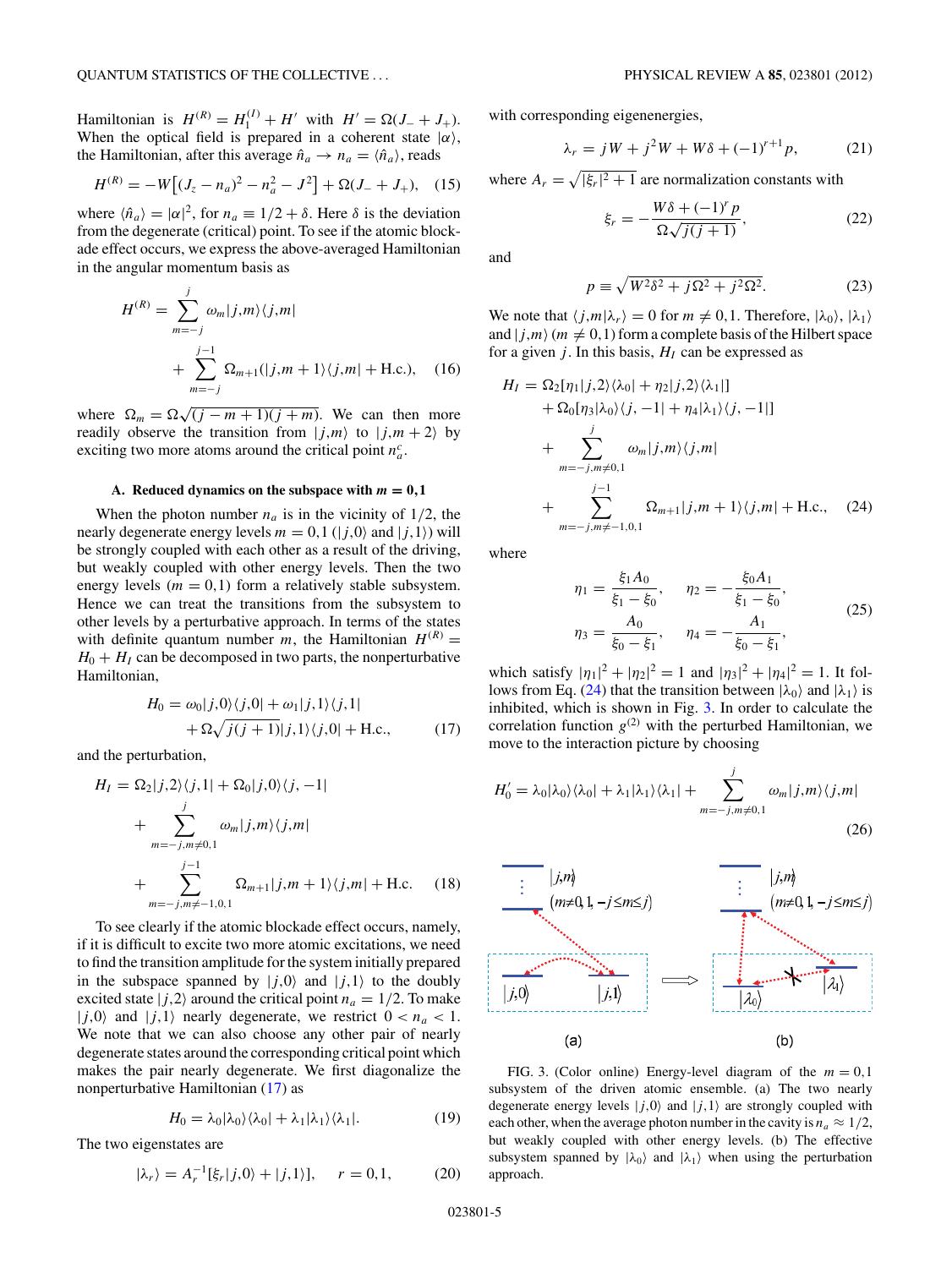Hamiltonian is $H^{(R)} = H_1^{(I)} + H'$ with $H' = \Omega(J_- + J_+)$. When the optical field is prepared in a coherent state $|\alpha\rangle$, the Hamiltonian, after this average $\hat{n}_a \to n_a = \langle \hat{n}_a \rangle$, reads

$$H^{(R)} = -W\left[(J_z - n_a)^2 - n_a^2 - J^2\right] + \Omega(J_- + J_+), \quad (15)$$

where $\langle \hat{n}_a \rangle = |\alpha|^2$, for $n_a \equiv 1/2 + \delta$. Here $\delta$ is the deviation from the degenerate (critical) point. To see if the atomic blockade effect occurs, we express the above-averaged Hamiltonian in the angular momentum basis as

$$H^{(R)} = \sum_{m=-j}^{j} \omega_m |j,m\rangle\langle j,m| + \sum_{m=-j}^{j-1} \Omega_{m+1}(|j,m+1\rangle\langle j,m| + \text{H.c.}), \quad (16)$$

where $\Omega_m = \Omega\sqrt{(j-m+1)(j+m)}$. We can then more readily observe the transition from $|j,m\rangle$ to $|j,m+2\rangle$ by exciting two more atoms around the critical point $n_a^c$.

### A. Reduced dynamics on the subspace with $m = 0,1$

When the photon number $n_a$ is in the vicinity of $1/2$, the nearly degenerate energy levels $m = 0,1$ ($|j,0\rangle$ and $|j,1\rangle$) will be strongly coupled with each other as a result of the driving, but weakly coupled with other energy levels. Then the two energy levels ($m = 0,1$) form a relatively stable subsystem. Hence we can treat the transitions from the subsystem to other levels by a perturbative approach. In terms of the states with definite quantum number $m$, the Hamiltonian $H^{(R)} = H_0 + H_I$ can be decomposed in two parts, the nonperturbative Hamiltonian,

$$H_0 = \omega_0|j,0\rangle\langle j,0| + \omega_1|j,1\rangle\langle j,1| + \Omega\sqrt{j(j+1)}|j,1\rangle\langle j,0| + \text{H.c.}, \quad (17)$$

and the perturbation,

$$H_I = \Omega_2|j,2\rangle\langle j,1| + \Omega_0|j,0\rangle\langle j,-1| + \sum_{m=-j,m\neq 0,1}^{j} \omega_m|j,m\rangle\langle j,m| + \sum_{m=-j,m\neq -1,0,1}^{j-1} \Omega_{m+1}|j,m+1\rangle\langle j,m| + \text{H.c.} \quad (18)$$

To see clearly if the atomic blockade effect occurs, namely, if it is difficult to excite two more atomic excitations, we need to find the transition amplitude for the system initially prepared in the subspace spanned by $|j,0\rangle$ and $|j,1\rangle$ to the doubly excited state $|j,2\rangle$ around the critical point $n_a = 1/2$. To make $|j,0\rangle$ and $|j,1\rangle$ nearly degenerate, we restrict $0 < n_a < 1$. We note that we can also choose any other pair of nearly degenerate states around the corresponding critical point which makes the pair nearly degenerate. We first diagonalize the nonperturbative Hamiltonian (17) as

$$H_0 = \lambda_0|\lambda_0\rangle\langle\lambda_0| + \lambda_1|\lambda_1\rangle\langle\lambda_1|. \quad (19)$$

The two eigenstates are

$$|\lambda_r\rangle = A_r^{-1}[\xi_r|j,0\rangle + |j,1\rangle], \quad r = 0,1, \quad (20)$$

with corresponding eigenenergies,

$$\lambda_r = jW + j^2W + W\delta + (-1)^{r+1}p, \quad (21)$$

where $A_r = \sqrt{|\xi_r|^2 + 1}$ are normalization constants with

$$\xi_r = -\frac{W\delta + (-1)^r p}{\Omega\sqrt{j(j+1)}}, \quad (22)$$

and

$$p \equiv \sqrt{W^2\delta^2 + j\Omega^2 + j^2\Omega^2}. \quad (23)$$

We note that $\langle j,m|\lambda_r\rangle = 0$ for $m \neq 0,1$. Therefore, $|\lambda_0\rangle$, $|\lambda_1\rangle$ and $|j,m\rangle$ ($m \neq 0,1$) form a complete basis of the Hilbert space for a given $j$. In this basis, $H_I$ can be expressed as

$$H_I = \Omega_2[\eta_1|j,2\rangle\langle\lambda_0| + \eta_2|j,2\rangle\langle\lambda_1|] + \Omega_0[\eta_3|\lambda_0\rangle\langle j,-1| + \eta_4|\lambda_1\rangle\langle j,-1|] + \sum_{m=-j,m\neq 0,1}^{j} \omega_m|j,m\rangle\langle j,m| + \sum_{m=-j,m\neq -1,0,1}^{j-1} \Omega_{m+1}|j,m+1\rangle\langle j,m| + \text{H.c.}, \quad (24)$$

where

$$\eta_1 = \frac{\xi_1 A_0}{\xi_1 - \xi_0}, \quad \eta_2 = -\frac{\xi_0 A_1}{\xi_1 - \xi_0}, \quad \eta_3 = \frac{A_0}{\xi_0 - \xi_1}, \quad \eta_4 = -\frac{A_1}{\xi_0 - \xi_1}, \quad (25)$$

which satisfy $|\eta_1|^2 + |\eta_2|^2 = 1$ and $|\eta_3|^2 + |\eta_4|^2 = 1$. It follows from Eq. (24) that the transition between $|\lambda_0\rangle$ and $|\lambda_1\rangle$ is inhibited, which is shown in Fig. 3. In order to calculate the correlation function $g^{(2)}$ with the perturbed Hamiltonian, we move to the interaction picture by choosing

$$H_0' = \lambda_0|\lambda_0\rangle\langle\lambda_0| + \lambda_1|\lambda_1\rangle\langle\lambda_1| + \sum_{m=-j,m\neq 0,1}^{j} \omega_m|j,m\rangle\langle j,m| \quad (26)$$

FIG. 3. (Color online) Energy-level diagram of the $m = 0,1$ subsystem of the driven atomic ensemble. (a) The two nearly degenerate energy levels $|j,0\rangle$ and $|j,1\rangle$ are strongly coupled with each other, when the average photon number in the cavity is $n_a \approx 1/2$, but weakly coupled with other energy levels. (b) The effective subsystem spanned by $|\lambda_0\rangle$ and $|\lambda_1\rangle$ when using the perturbation approach.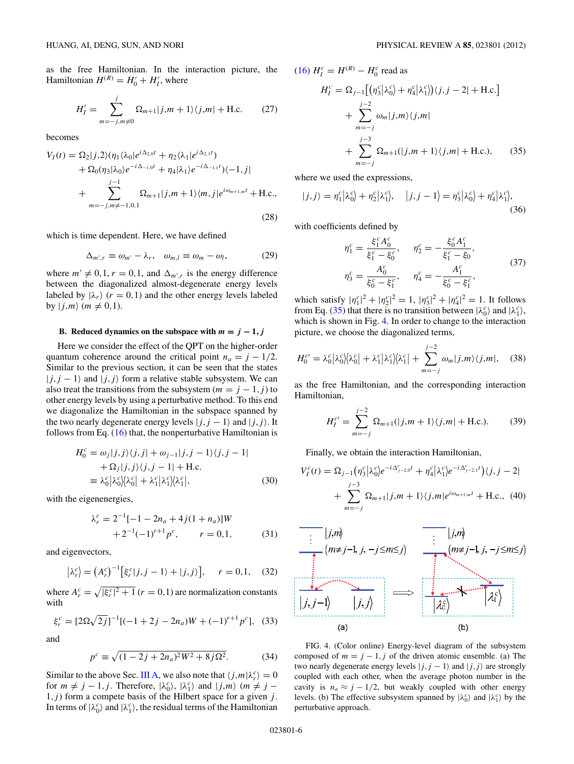as the free Hamiltonian. In the interaction picture, the Hamiltonian $H^{(R)} = H_0' + H_I'$, where

$$H_I' = \sum_{m=-j, m\neq 0}^{j} \Omega_{m+1} |j,m+1\rangle\langle j,m| + \text{H.c.} \tag{27}$$

becomes

$$\begin{aligned} V_I(t) = &\ \Omega_2 |j,2\rangle(\eta_1\langle\lambda_0|e^{i\Delta_{2,0}t} + \eta_2\langle\lambda_1|e^{i\Delta_{2,1}t}) \\ &+ \Omega_0(\eta_3|\lambda_0\rangle e^{-i\Delta_{-1,0}t} + \eta_4|\lambda_1\rangle e^{-i\Delta_{-1,1}t})\langle -1,j| \\ &+ \sum_{m=-j, m\neq -1,0,1}^{j-1} \Omega_{m+1}|j,m+1\rangle\langle m,j|e^{i\omega_{m+1,m}t} + \text{H.c.}, \end{aligned} \tag{28}$$

which is time dependent. Here, we have defined

$$\Delta_{m',r} \equiv \omega_{m'} - \lambda_r, \quad \omega_{m,l} \equiv \omega_m - \omega_l, \tag{29}$$

where $m' \neq 0,1$, $r = 0,1$, and $\Delta_{m',r}$ is the energy difference between the diagonalized almost-degenerate energy levels labeled by $|\lambda_r\rangle$ ($r = 0,1$) and the other energy levels labeled by $|j,m\rangle$ ($m \neq 0,1$).

### B. Reduced dynamics on the subspace with $m = j-1, j$

Here we consider the effect of the QPT on the higher-order quantum coherence around the critical point $n_a = j - 1/2$. Similar to the previous section, it can be seen that the states $|j,j-1\rangle$ and $|j,j\rangle$ form a relative stable subsystem. We can also treat the transitions from the subsystem ($m = j-1, j$) to other energy levels by using a perturbative method. To this end we diagonalize the Hamiltonian in the subspace spanned by the two nearly degenerate energy levels $|j,j-1\rangle$ and $|j,j\rangle$. It follows from Eq. (16) that, the nonperturbative Hamiltonian is

$$\begin{aligned} H_0^c = &\ \omega_j|j,j\rangle\langle j,j| + \omega_{j-1}|j,j-1\rangle\langle j,j-1| \\ &+ \Omega_j|j,j\rangle\langle j,j-1| + \text{H.c.} \\ \equiv &\ \lambda_0^c|\lambda_0^c\rangle\langle\lambda_0^c| + \lambda_1^c|\lambda_1^c\rangle\langle\lambda_1^c|, \end{aligned} \tag{30}$$

with the eigenenergies,

$$\begin{aligned} \lambda_r^c = &\ 2^{-1}[-1 - 2n_a + 4j(1+n_a)]W \\ &+ 2^{-1}(-1)^{r+1}p^c, \qquad r = 0,1, \end{aligned} \tag{31}$$

and eigenvectors,

$$|\lambda_r^c\rangle = (A_r^c)^{-1}[\xi_r^c|j,j-1\rangle + |j,j\rangle], \qquad r = 0,1, \tag{32}$$

where $A_r^c = \sqrt{|\xi_r^c|^2 + 1}$ ($r = 0,1$) are normalization constants with

$$\xi_r^c = [2\Omega\sqrt{2j}]^{-1}[(-1+2j-2n_a)W + (-1)^{r+1}p^c], \tag{33}$$

and

$$p^c \equiv \sqrt{(1-2j+2n_a)^2W^2 + 8j\Omega^2}. \tag{34}$$

Similar to the above Sec. III A, we also note that $\langle j,m|\lambda_r^c\rangle = 0$ for $m \neq j-1, j$. Therefore, $|\lambda_0^c\rangle$, $|\lambda_1^c\rangle$ and $|j,m\rangle$ ($m \neq j-1, j$) form a compete basis of the Hilbert space for a given $j$. In terms of $|\lambda_0^c\rangle$ and $|\lambda_1^c\rangle$, the residual terms of the Hamiltonian (16) $H_I^c = H^{(R)} - H_0^c$ read as

$$\begin{aligned} H_I^c = &\ \Omega_{j-1}\big[(\eta_3^c|\lambda_0^c\rangle + \eta_4^c|\lambda_1^c\rangle)\langle j,j-2| + \text{H.c.}\big] \\ &+ \sum_{m=-j}^{j-2} \omega_m|j,m\rangle\langle j,m| \\ &+ \sum_{m=-j}^{j-3} \Omega_{m+1}(|j,m+1\rangle\langle j,m| + \text{H.c.}), \end{aligned} \tag{35}$$

where we used the expressions,

$$|j,j\rangle = \eta_1^c|\lambda_0^c\rangle + \eta_2^c|\lambda_1^c\rangle, \quad |j,j-1\rangle = \eta_3^c|\lambda_0^c\rangle + \eta_4^c|\lambda_1^c\rangle, \tag{36}$$

with coefficients defined by

$$\begin{aligned} \eta_1^c &= \frac{\xi_1^c A_0^c}{\xi_1^c - \xi_0^c}, \qquad \eta_2^c = -\frac{\xi_0^c A_1^c}{\xi_1^c - \xi_0}, \\ \eta_3^c &= \frac{A_0^c}{\xi_0^c - \xi_1^c}, \qquad \eta_4^c = -\frac{A_1^c}{\xi_0^c - \xi_1^c}, \end{aligned} \tag{37}$$

which satisfy $|\eta_1^c|^2 + |\eta_2^c|^2 = 1$, $|\eta_3^c|^2 + |\eta_4^c|^2 = 1$. It follows from Eq. (35) that there is no transition between $|\lambda_0^c\rangle$ and $|\lambda_1^c\rangle$, which is shown in Fig. 4. In order to change to the interaction picture, we choose the diagonalized terms,

$$H_0^{c'} = \lambda_0^c|\lambda_0^c\rangle\langle\lambda_0^c| + \lambda_1^c|\lambda_1^c\rangle\langle\lambda_1^c| + \sum_{m=-j}^{j-2}\omega_m|j,m\rangle\langle j,m|, \tag{38}$$

as the free Hamiltonian, and the corresponding interaction Hamiltonian,

$$H_I^{c'} = \sum_{m=-j}^{j-2}\Omega_{m+1}(|j,m+1\rangle\langle j,m| + \text{H.c.}). \tag{39}$$

Finally, we obtain the interaction Hamiltonian,

$$\begin{aligned} V_I^c(t) = &\ \Omega_{j-1}\big(\eta_3^c|\lambda_0^c\rangle e^{-i\Delta_{j-2,0}^c t} + \eta_4^c|\lambda_1^c\rangle e^{-i\Delta_{j-2,1}^c t}\big)\langle j,j-2| \\ &+ \sum_{m=-j}^{j-3}\Omega_{m+1}|j,m+1\rangle\langle j,m|e^{i\omega_{m+1,m}t} + \text{H.c.}, \end{aligned} \tag{40}$$

FIG. 4. (Color online) Energy-level diagram of the subsystem composed of $m = j-1, j$ of the driven atomic ensemble. (a) The two nearly degenerate energy levels $|j,j-1\rangle$ and $|j,j\rangle$ are strongly coupled with each other, when the average photon number in the cavity is $n_a \approx j - 1/2$, but weakly coupled with other energy levels. (b) The effective subsystem spanned by $|\lambda_0^c\rangle$ and $|\lambda_1^c\rangle$ by the perturbative approach.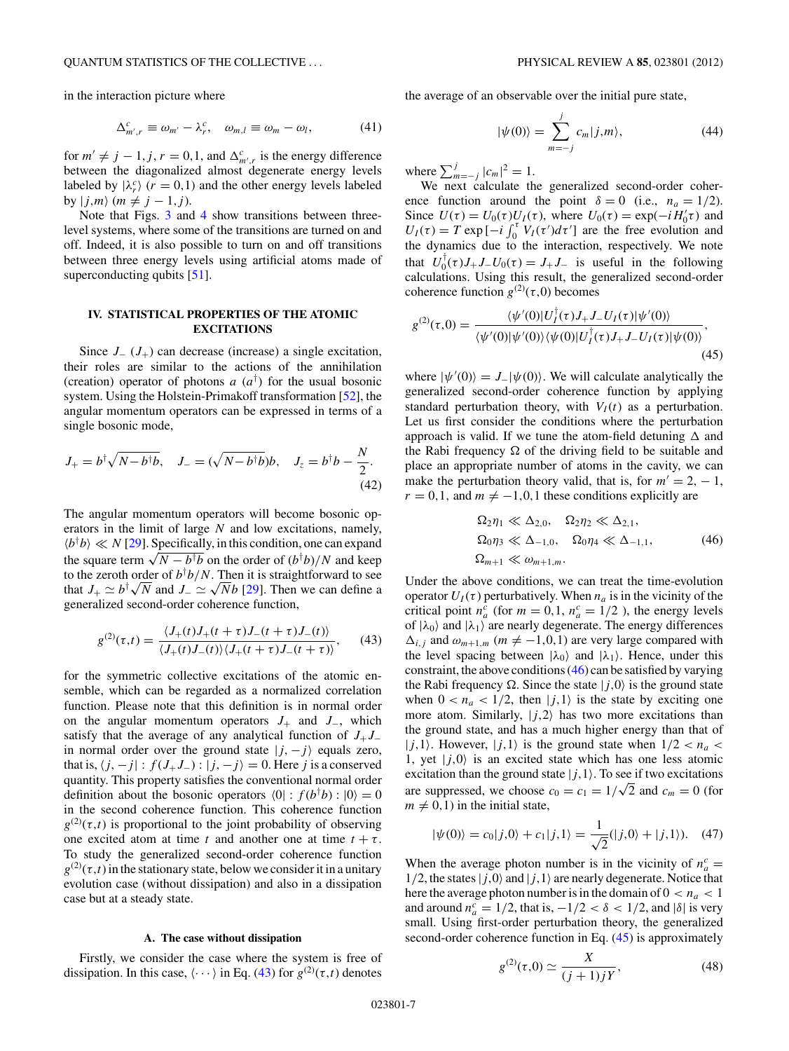in the interaction picture where

$$\Delta^{c}_{m',r} \equiv \omega_{m'} - \lambda^{c}_{r}, \quad \omega_{m,l} \equiv \omega_m - \omega_l, \tag{41}$$

for $m' \neq j-1, j, r = 0,1$, and $\Delta^{c}_{m',r}$ is the energy difference between the diagonalized almost degenerate energy levels labeled by $|\lambda^{c}_{r}\rangle$ ($r = 0,1$) and the other energy levels labeled by $|j,m\rangle$ ($m \neq j-1, j$).

Note that Figs. 3 and 4 show transitions between three-level systems, where some of the transitions are turned on and off. Indeed, it is also possible to turn on and off transitions between three energy levels using artificial atoms made of superconducting qubits [51].

## IV. STATISTICAL PROPERTIES OF THE ATOMIC EXCITATIONS

Since $J_-$ ($J_+$) can decrease (increase) a single excitation, their roles are similar to the actions of the annihilation (creation) operator of photons $a$ ($a^\dagger$) for the usual bosonic system. Using the Holstein-Primakoff transformation [52], the angular momentum operators can be expressed in terms of a single bosonic mode,

$$J_+ = b^\dagger\sqrt{N - b^\dagger b}, \quad J_- = (\sqrt{N - b^\dagger b})b, \quad J_z = b^\dagger b - \frac{N}{2}. \tag{42}$$

The angular momentum operators will become bosonic operators in the limit of large $N$ and low excitations, namely, $\langle b^\dagger b\rangle \ll N$ [29]. Specifically, in this condition, one can expand the square term $\sqrt{N - b^\dagger b}$ on the order of $(b^\dagger b)/N$ and keep to the zeroth order of $b^\dagger b/N$. Then it is straightforward to see that $J_+ \simeq b^\dagger\sqrt{N}$ and $J_- \simeq \sqrt{N} b$ [29]. Then we can define a generalized second-order coherence function,

$$g^{(2)}(\tau,t) = \frac{\langle J_+(t)J_+(t+\tau)J_-(t+\tau)J_-(t)\rangle}{\langle J_+(t)J_-(t)\rangle\langle J_+(t+\tau)J_-(t+\tau)\rangle}, \tag{43}$$

for the symmetric collective excitations of the atomic ensemble, which can be regarded as a normalized correlation function. Please note that this definition is in normal order on the angular momentum operators $J_+$ and $J_-$, which satisfy that the average of any analytical function of $J_+J_-$ in normal order over the ground state $|j,-j\rangle$ equals zero, that is, $\langle j,-j| : f(J_+J_-) : |j,-j\rangle = 0$. Here $j$ is a conserved quantity. This property satisfies the conventional normal order definition about the bosonic operators $\langle 0| : f(b^\dagger b) : |0\rangle = 0$ in the second coherence function. This coherence function $g^{(2)}(\tau,t)$ is proportional to the joint probability of observing one excited atom at time $t$ and another one at time $t+\tau$. To study the generalized second-order coherence function $g^{(2)}(\tau,t)$ in the stationary state, below we consider it in a unitary evolution case (without dissipation) and also in a dissipation case but at a steady state.

### A. The case without dissipation

Firstly, we consider the case where the system is free of dissipation. In this case, $\langle\cdots\rangle$ in Eq. (43) for $g^{(2)}(\tau,t)$ denotes the average of an observable over the initial pure state,

$$|\psi(0)\rangle = \sum_{m=-j}^{j} c_m |j,m\rangle, \tag{44}$$

where $\sum_{m=-j}^{j} |c_m|^2 = 1$.

We next calculate the generalized second-order coherence function around the point $\delta = 0$ (i.e., $n_a = 1/2$). Since $U(\tau) = U_0(\tau)U_I(\tau)$, where $U_0(\tau) = \exp(-iH_0'\tau)$ and $U_I(\tau) = T\exp[-i\int_0^\tau V_I(\tau')d\tau']$ are the free evolution and the dynamics due to the interaction, respectively. We note that $U_0^\dagger(\tau)J_+J_-U_0(\tau) = J_+J_-$ is useful in the following calculations. Using this result, the generalized second-order coherence function $g^{(2)}(\tau,0)$ becomes

$$g^{(2)}(\tau,0) = \frac{\langle\psi'(0)|U_I^\dagger(\tau)J_+J_-U_I(\tau)|\psi'(0)\rangle}{\langle\psi'(0)|\psi'(0)\rangle\langle\psi(0)|U_I^\dagger(\tau)J_+J_-U_I(\tau)|\psi(0)\rangle}, \tag{45}$$

where $|\psi'(0)\rangle = J_-|\psi(0)\rangle$. We will calculate analytically the generalized second-order coherence function by applying standard perturbation theory, with $V_I(t)$ as a perturbation. Let us first consider the conditions where the perturbation approach is valid. If we tune the atom-field detuning $\Delta$ and the Rabi frequency $\Omega$ of the driving field to be suitable and place an appropriate number of atoms in the cavity, we can make the perturbation theory valid, that is, for $m' = 2, -1$, $r = 0,1$, and $m \neq -1,0,1$ these conditions explicitly are

$$\begin{aligned}
&\Omega_2\eta_1 \ll \Delta_{2,0}, \quad \Omega_2\eta_2 \ll \Delta_{2,1},\\
&\Omega_0\eta_3 \ll \Delta_{-1,0}, \quad \Omega_0\eta_4 \ll \Delta_{-1,1},\\
&\Omega_{m+1} \ll \omega_{m+1,m}.
\end{aligned} \tag{46}$$

Under the above conditions, we can treat the time-evolution operator $U_I(\tau)$ perturbatively. When $n_a$ is in the vicinity of the critical point $n_a^c$ (for $m = 0,1$, $n_a^c = 1/2$ ), the energy levels of $|\lambda_0\rangle$ and $|\lambda_1\rangle$ are nearly degenerate. The energy differences $\Delta_{i,j}$ and $\omega_{m+1,m}$ ($m \neq -1,0,1$) are very large compared with the level spacing between $|\lambda_0\rangle$ and $|\lambda_1\rangle$. Hence, under this constraint, the above conditions (46) can be satisfied by varying the Rabi frequency $\Omega$. Since the state $|j,0\rangle$ is the ground state when $0 < n_a < 1/2$, then $|j,1\rangle$ is the state by exciting one more atom. Similarly, $|j,2\rangle$ has two more excitations than the ground state, and has a much higher energy than that of $|j,1\rangle$. However, $|j,1\rangle$ is the ground state when $1/2 < n_a < 1$, yet $|j,0\rangle$ is an excited state which has one less atomic excitation than the ground state $|j,1\rangle$. To see if two excitations are suppressed, we choose $c_0 = c_1 = 1/\sqrt{2}$ and $c_m = 0$ (for $m \neq 0,1$) in the initial state,

$$|\psi(0)\rangle = c_0|j,0\rangle + c_1|j,1\rangle = \frac{1}{\sqrt{2}}(|j,0\rangle + |j,1\rangle). \tag{47}$$

When the average photon number is in the vicinity of $n_a^c = 1/2$, the states $|j,0\rangle$ and $|j,1\rangle$ are nearly degenerate. Notice that here the average photon number is in the domain of $0 < n_a < 1$ and around $n_a^c = 1/2$, that is, $-1/2 < \delta < 1/2$, and $|\delta|$ is very small. Using first-order perturbation theory, the generalized second-order coherence function in Eq. (45) is approximately

$$g^{(2)}(\tau,0) \simeq \frac{X}{(j+1)jY}, \tag{48}$$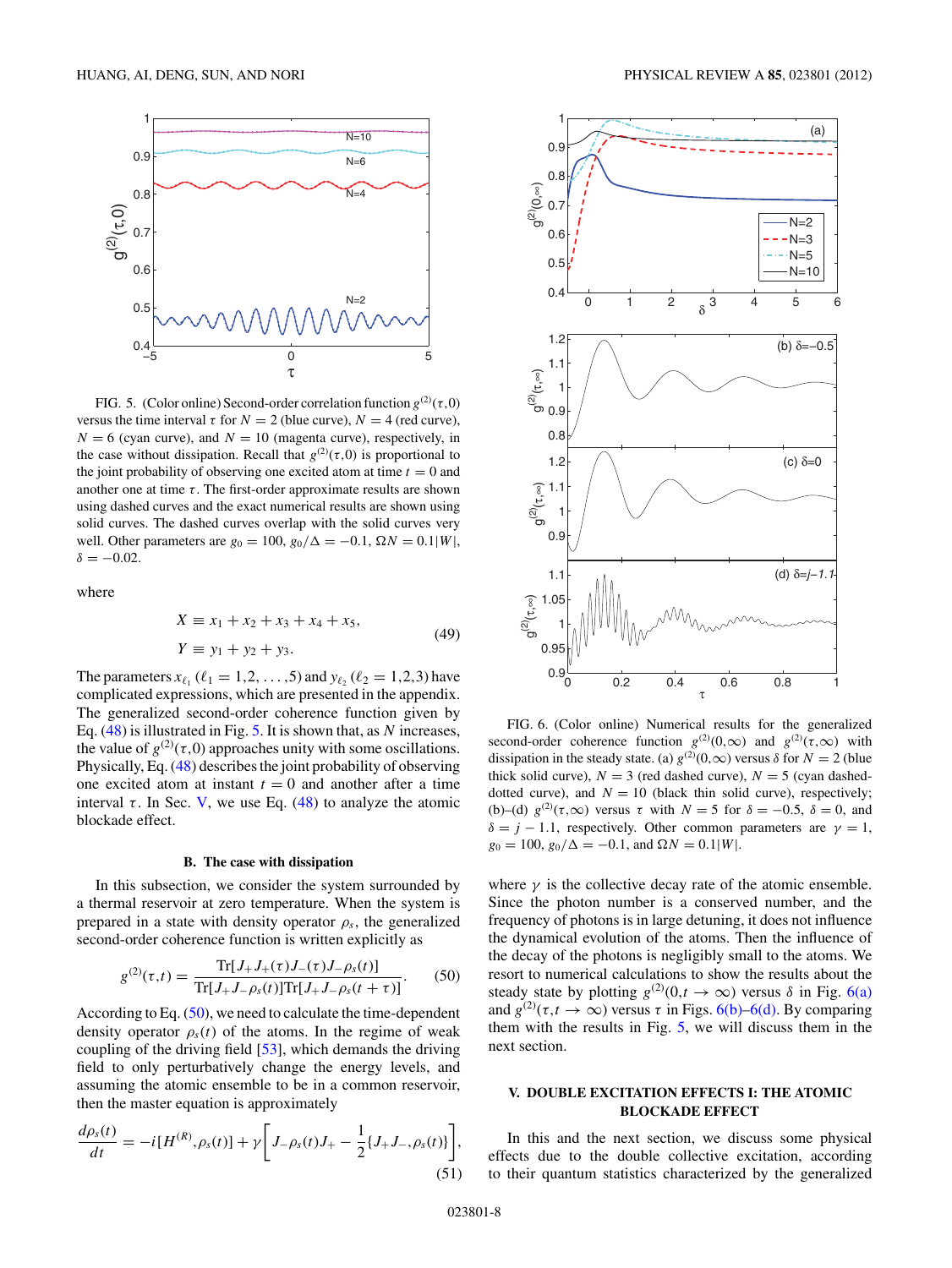FIG. 5. (Color online) Second-order correlation function $g^{(2)}(\tau,0)$ versus the time interval $\tau$ for $N=2$ (blue curve), $N=4$ (red curve), $N=6$ (cyan curve), and $N=10$ (magenta curve), respectively, in the case without dissipation. Recall that $g^{(2)}(\tau,0)$ is proportional to the joint probability of observing one excited atom at time $t=0$ and another one at time $\tau$. The first-order approximate results are shown using dashed curves and the exact numerical results are shown using solid curves. The dashed curves overlap with the solid curves very well. Other parameters are $g_0=100$, $g_0/\Delta=-0.1$, $\Omega N=0.1|W|$, $\delta=-0.02$.

where

$$
\begin{aligned}
X &\equiv x_1+x_2+x_3+x_4+x_5,\\
Y &\equiv y_1+y_2+y_3.
\end{aligned}
\tag{49}
$$

The parameters $x_{\ell_1}$ ($\ell_1=1,2,\ldots,5$) and $y_{\ell_2}$ ($\ell_2=1,2,3$) have complicated expressions, which are presented in the appendix. The generalized second-order coherence function given by Eq. (48) is illustrated in Fig. 5. It is shown that, as $N$ increases, the value of $g^{(2)}(\tau,0)$ approaches unity with some oscillations. Physically, Eq. (48) describes the joint probability of observing one excited atom at instant $t=0$ and another after a time interval $\tau$. In Sec. V, we use Eq. (48) to analyze the atomic blockade effect.

### B. The case with dissipation

In this subsection, we consider the system surrounded by a thermal reservoir at zero temperature. When the system is prepared in a state with density operator $\rho_s$, the generalized second-order coherence function is written explicitly as

$$
g^{(2)}(\tau,t)=\frac{\mathrm{Tr}[J_+J_+(\tau)J_-(\tau)J_-\rho_s(t)]}{\mathrm{Tr}[J_+J_-\rho_s(t)]\mathrm{Tr}[J_+J_-\rho_s(t+\tau)]}.
\tag{50}
$$

According to Eq. (50), we need to calculate the time-dependent density operator $\rho_s(t)$ of the atoms. In the regime of weak coupling of the driving field [53], which demands the driving field to only perturbatively change the energy levels, and assuming the atomic ensemble to be in a common reservoir, then the master equation is approximately

$$
\frac{d\rho_s(t)}{dt}=-i[H^{(R)},\rho_s(t)]+\gamma\left[J_-\rho_s(t)J_+-\frac{1}{2}\{J_+J_-,\rho_s(t)\}\right],
\tag{51}
$$

FIG. 6. (Color online) Numerical results for the generalized second-order coherence function $g^{(2)}(0,\infty)$ and $g^{(2)}(\tau,\infty)$ with dissipation in the steady state. (a) $g^{(2)}(0,\infty)$ versus $\delta$ for $N=2$ (blue thick solid curve), $N=3$ (red dashed curve), $N=5$ (cyan dashed-dotted curve), and $N=10$ (black thin solid curve), respectively; (b)–(d) $g^{(2)}(\tau,\infty)$ versus $\tau$ with $N=5$ for $\delta=-0.5$, $\delta=0$, and $\delta=j-1.1$, respectively. Other common parameters are $\gamma=1$, $g_0=100$, $g_0/\Delta=-0.1$, and $\Omega N=0.1|W|$.

where $\gamma$ is the collective decay rate of the atomic ensemble. Since the photon number is a conserved number, and the frequency of photons is in large detuning, it does not influence the dynamical evolution of the atoms. Then the influence of the decay of the photons is negligibly small to the atoms. We resort to numerical calculations to show the results about the steady state by plotting $g^{(2)}(0,t\to\infty)$ versus $\delta$ in Fig. 6(a) and $g^{(2)}(\tau,t\to\infty)$ versus $\tau$ in Figs. 6(b)–6(d). By comparing them with the results in Fig. 5, we will discuss them in the next section.

## V. DOUBLE EXCITATION EFFECTS I: THE ATOMIC BLOCKADE EFFECT

In this and the next section, we discuss some physical effects due to the double collective excitation, according to their quantum statistics characterized by the generalized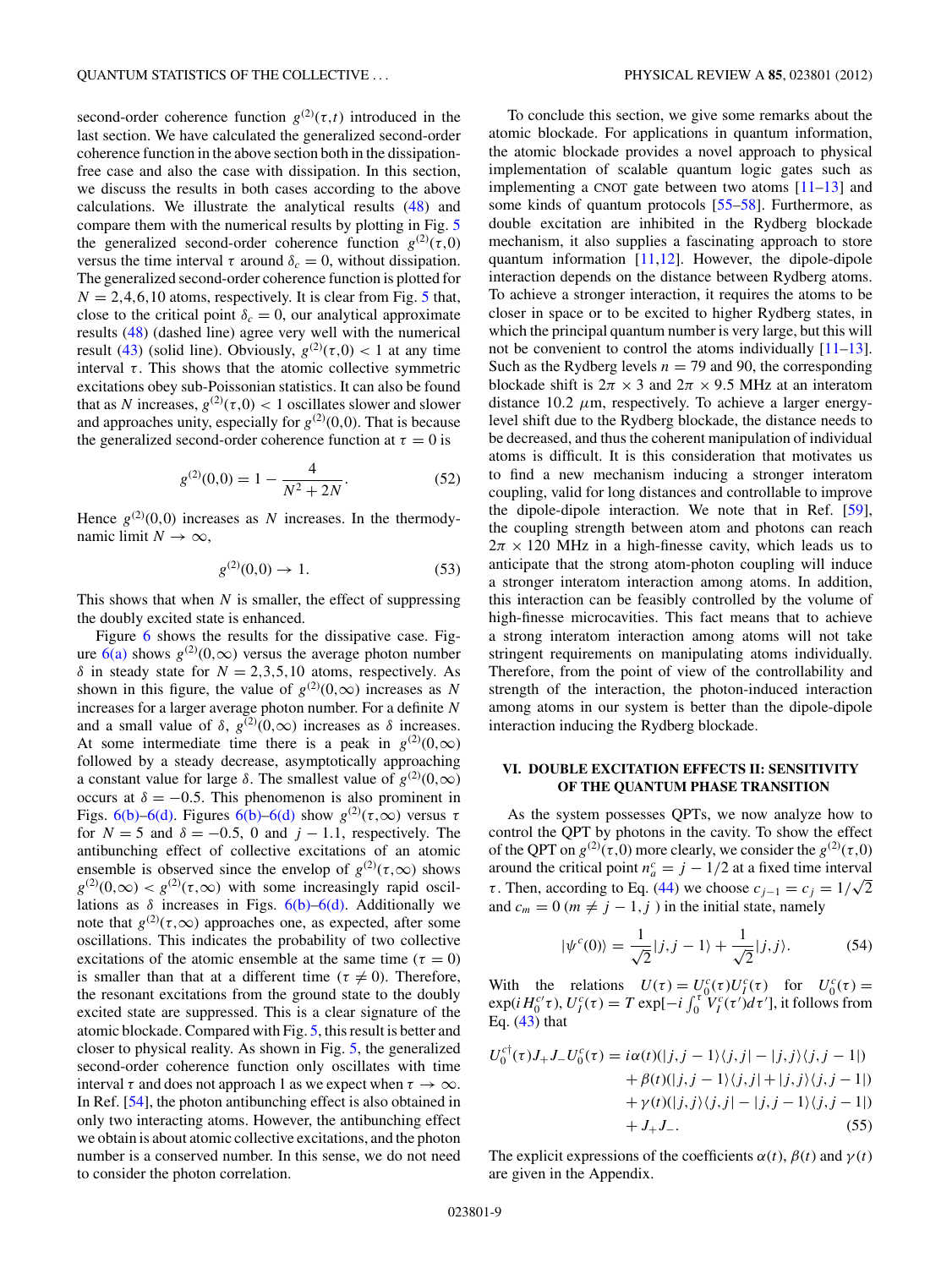second-order coherence function $g^{(2)}(\tau,t)$ introduced in the last section. We have calculated the generalized second-order coherence function in the above section both in the dissipation-free case and also the case with dissipation. In this section, we discuss the results in both cases according to the above calculations. We illustrate the analytical results (48) and compare them with the numerical results by plotting in Fig. 5 the generalized second-order coherence function $g^{(2)}(\tau,0)$ versus the time interval $\tau$ around $\delta_c = 0$, without dissipation. The generalized second-order coherence function is plotted for $N = 2,4,6,10$ atoms, respectively. It is clear from Fig. 5 that, close to the critical point $\delta_c = 0$, our analytical approximate results (48) (dashed line) agree very well with the numerical result (43) (solid line). Obviously, $g^{(2)}(\tau,0) < 1$ at any time interval $\tau$. This shows that the atomic collective symmetric excitations obey sub-Poissonian statistics. It can also be found that as $N$ increases, $g^{(2)}(\tau,0) < 1$ oscillates slower and slower and approaches unity, especially for $g^{(2)}(0,0)$. That is because the generalized second-order coherence function at $\tau = 0$ is

$$g^{(2)}(0,0) = 1 - \frac{4}{N^2 + 2N}. \tag{52}$$

Hence $g^{(2)}(0,0)$ increases as $N$ increases. In the thermodynamic limit $N \to \infty$,

$$g^{(2)}(0,0) \to 1. \tag{53}$$

This shows that when $N$ is smaller, the effect of suppressing the doubly excited state is enhanced.

Figure 6 shows the results for the dissipative case. Figure 6(a) shows $g^{(2)}(0,\infty)$ versus the average photon number $\delta$ in steady state for $N = 2,3,5,10$ atoms, respectively. As shown in this figure, the value of $g^{(2)}(0,\infty)$ increases as $N$ increases for a larger average photon number. For a definite $N$ and a small value of $\delta$, $g^{(2)}(0,\infty)$ increases as $\delta$ increases. At some intermediate time there is a peak in $g^{(2)}(0,\infty)$ followed by a steady decrease, asymptotically approaching a constant value for large $\delta$. The smallest value of $g^{(2)}(0,\infty)$ occurs at $\delta = -0.5$. This phenomenon is also prominent in Figs. 6(b)–6(d). Figures 6(b)–6(d) show $g^{(2)}(\tau,\infty)$ versus $\tau$ for $N = 5$ and $\delta = -0.5$, 0 and $j - 1.1$, respectively. The antibunching effect of collective excitations of an atomic ensemble is observed since the envelop of $g^{(2)}(\tau,\infty)$ shows $g^{(2)}(0,\infty) < g^{(2)}(\tau,\infty)$ with some increasingly rapid oscillations as $\delta$ increases in Figs. 6(b)–6(d). Additionally we note that $g^{(2)}(\tau,\infty)$ approaches one, as expected, after some oscillations. This indicates the probability of two collective excitations of the atomic ensemble at the same time ($\tau = 0$) is smaller than that at a different time ($\tau \neq 0$). Therefore, the resonant excitations from the ground state to the doubly excited state are suppressed. This is a clear signature of the atomic blockade. Compared with Fig. 5, this result is better and closer to physical reality. As shown in Fig. 5, the generalized second-order coherence function only oscillates with time interval $\tau$ and does not approach 1 as we expect when $\tau \to \infty$. In Ref. [54], the photon antibunching effect is also obtained in only two interacting atoms. However, the antibunching effect we obtain is about atomic collective excitations, and the photon number is a conserved number. In this sense, we do not need to consider the photon correlation.

To conclude this section, we give some remarks about the atomic blockade. For applications in quantum information, the atomic blockade provides a novel approach to physical implementation of scalable quantum logic gates such as implementing a CNOT gate between two atoms [11–13] and some kinds of quantum protocols [55–58]. Furthermore, as double excitation are inhibited in the Rydberg blockade mechanism, it also supplies a fascinating approach to store quantum information [11,12]. However, the dipole-dipole interaction depends on the distance between Rydberg atoms. To achieve a stronger interaction, it requires the atoms to be closer in space or to be excited to higher Rydberg states, in which the principal quantum number is very large, but this will not be convenient to control the atoms individually [11–13]. Such as the Rydberg levels $n = 79$ and 90, the corresponding blockade shift is $2\pi \times 3$ and $2\pi \times 9.5$ MHz at an interatom distance 10.2 $\mu$m, respectively. To achieve a larger energy-level shift due to the Rydberg blockade, the distance needs to be decreased, and thus the coherent manipulation of individual atoms is difficult. It is this consideration that motivates us to find a new mechanism inducing a stronger interatom coupling, valid for long distances and controllable to improve the dipole-dipole interaction. We note that in Ref. [59], the coupling strength between atom and photons can reach $2\pi \times 120$ MHz in a high-finesse cavity, which leads us to anticipate that the strong atom-photon coupling will induce a stronger interatom interaction among atoms. In addition, this interaction can be feasibly controlled by the volume of high-finesse microcavities. This fact means that to achieve a strong interatom interaction among atoms will not take stringent requirements on manipulating atoms individually. Therefore, from the point of view of the controllability and strength of the interaction, the photon-induced interaction among atoms in our system is better than the dipole-dipole interaction inducing the Rydberg blockade.

## VI. DOUBLE EXCITATION EFFECTS II: SENSITIVITY OF THE QUANTUM PHASE TRANSITION

As the system possesses QPTs, we now analyze how to control the QPT by photons in the cavity. To show the effect of the QPT on $g^{(2)}(\tau,0)$ more clearly, we consider the $g^{(2)}(\tau,0)$ around the critical point $n_a^c = j - 1/2$ at a fixed time interval $\tau$. Then, according to Eq. (44) we choose $c_{j-1} = c_j = 1/\sqrt{2}$ and $c_m = 0$ ($m \neq j-1, j$) in the initial state, namely

$$|\psi^c(0)\rangle = \frac{1}{\sqrt{2}}|j,j-1\rangle + \frac{1}{\sqrt{2}}|j,j\rangle. \tag{54}$$

With the relations $U(\tau) = U_0^c(\tau)U_I^c(\tau)$ for $U_0^c(\tau) = \exp(iH_0^{c\prime}\tau)$, $U_I^c(\tau) = T\exp[-i\int_0^\tau V_I^c(\tau')d\tau']$, it follows from Eq. (43) that

$$\begin{aligned} U_0^{c\dagger}(\tau)J_+J_-U_0^c(\tau) = {} & i\alpha(t)(|j,j-1\rangle\langle j,j| - |j,j\rangle\langle j,j-1|) \\ & + \beta(t)(|j,j-1\rangle\langle j,j| + |j,j\rangle\langle j,j-1|) \\ & + \gamma(t)(|j,j\rangle\langle j,j| - |j,j-1\rangle\langle j,j-1|) \\ & + J_+J_-. \end{aligned} \tag{55}$$

The explicit expressions of the coefficients $\alpha(t)$, $\beta(t)$ and $\gamma(t)$ are given in the Appendix.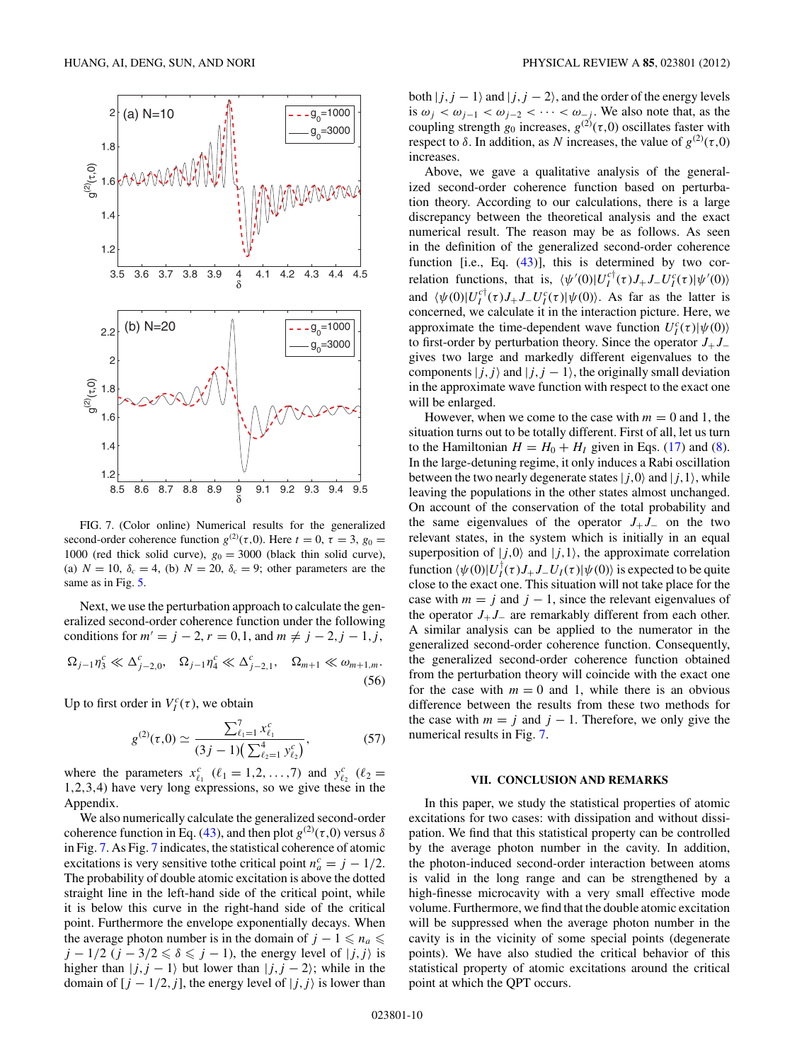FIG. 7. (Color online) Numerical results for the generalized second-order coherence function $g^{(2)}(\tau,0)$. Here $t = 0$, $\tau = 3$, $g_0 = 1000$ (red thick solid curve), $g_0 = 3000$ (black thin solid curve), (a) $N = 10$, $\delta_c = 4$, (b) $N = 20$, $\delta_c = 9$; other parameters are the same as in Fig. 5.

Next, we use the perturbation approach to calculate the generalized second-order coherence function under the following conditions for $m' = j - 2$, $r = 0,1$, and $m \neq j-2, j-1, j$,

$$\Omega_{j-1}\eta_3^c \ll \Delta_{j-2,0}^c, \quad \Omega_{j-1}\eta_4^c \ll \Delta_{j-2,1}^c, \quad \Omega_{m+1} \ll \omega_{m+1,m}. \tag{56}$$

Up to first order in $V_I^c(\tau)$, we obtain

$$g^{(2)}(\tau,0) \simeq \frac{\sum_{\ell_1=1}^{7} x_{\ell_1}^c}{(3j-1)\left(\sum_{\ell_2=1}^{4} y_{\ell_2}^c\right)}, \tag{57}$$

where the parameters $x_{\ell_1}^c$ $(\ell_1 = 1,2,\ldots,7)$ and $y_{\ell_2}^c$ $(\ell_2 = 1,2,3,4)$ have very long expressions, so we give these in the Appendix.

We also numerically calculate the generalized second-order coherence function in Eq. (43), and then plot $g^{(2)}(\tau,0)$ versus $\delta$ in Fig. 7. As Fig. 7 indicates, the statistical coherence of atomic excitations is very sensitive tothe critical point $n_a^c = j - 1/2$. The probability of double atomic excitation is above the dotted straight line in the left-hand side of the critical point, while it is below this curve in the right-hand side of the critical point. Furthermore the envelope exponentially decays. When the average photon number is in the domain of $j - 1 \leqslant n_a \leqslant j - 1/2$ $(j - 3/2 \leqslant \delta \leqslant j - 1)$, the energy level of $|j,j\rangle$ is higher than $|j,j-1\rangle$ but lower than $|j,j-2\rangle$; while in the domain of $[j - 1/2, j]$, the energy level of $|j,j\rangle$ is lower than both $|j,j-1\rangle$ and $|j,j-2\rangle$, and the order of the energy levels is $\omega_j < \omega_{j-1} < \omega_{j-2} < \cdots < \omega_{-j}$. We also note that, as the coupling strength $g_0$ increases, $g^{(2)}(\tau,0)$ oscillates faster with respect to $\delta$. In addition, as $N$ increases, the value of $g^{(2)}(\tau,0)$ increases.

Above, we gave a qualitative analysis of the generalized second-order coherence function based on perturbation theory. According to our calculations, there is a large discrepancy between the theoretical analysis and the exact numerical result. The reason may be as follows. As seen in the definition of the generalized second-order coherence function [i.e., Eq. (43)], this is determined by two correlation functions, that is, $\langle\psi'(0)|U_I^{c\dagger}(\tau)J_+J_-U_I^c(\tau)|\psi'(0)\rangle$ and $\langle\psi(0)|U_I^{c\dagger}(\tau)J_+J_-U_I^c(\tau)|\psi(0)\rangle$. As far as the latter is concerned, we calculate it in the interaction picture. Here, we approximate the time-dependent wave function $U_I^c(\tau)|\psi(0)\rangle$ to first-order by perturbation theory. Since the operator $J_+J_-$ gives two large and markedly different eigenvalues to the components $|j,j\rangle$ and $|j,j-1\rangle$, the originally small deviation in the approximate wave function with respect to the exact one will be enlarged.

However, when we come to the case with $m = 0$ and 1, the situation turns out to be totally different. First of all, let us turn to the Hamiltonian $H = H_0 + H_I$ given in Eqs. (17) and (8). In the large-detuning regime, it only induces a Rabi oscillation between the two nearly degenerate states $|j,0\rangle$ and $|j,1\rangle$, while leaving the populations in the other states almost unchanged. On account of the conservation of the total probability and the same eigenvalues of the operator $J_+J_-$ on the two relevant states, in the system which is initially in an equal superposition of $|j,0\rangle$ and $|j,1\rangle$, the approximate correlation function $\langle\psi(0)|U_I^\dagger(\tau)J_+J_-U_I(\tau)|\psi(0)\rangle$ is expected to be quite close to the exact one. This situation will not take place for the case with $m = j$ and $j - 1$, since the relevant eigenvalues of the operator $J_+J_-$ are remarkably different from each other. A similar analysis can be applied to the numerator in the generalized second-order coherence function. Consequently, the generalized second-order coherence function obtained from the perturbation theory will coincide with the exact one for the case with $m = 0$ and 1, while there is an obvious difference between the results from these two methods for the case with $m = j$ and $j - 1$. Therefore, we only give the numerical results in Fig. 7.

## VII. CONCLUSION AND REMARKS

In this paper, we study the statistical properties of atomic excitations for two cases: with dissipation and without dissipation. We find that this statistical property can be controlled by the average photon number in the cavity. In addition, the photon-induced second-order interaction between atoms is valid in the long range and can be strengthened by a high-finesse microcavity with a very small effective mode volume. Furthermore, we find that the double atomic excitation will be suppressed when the average photon number in the cavity is in the vicinity of some special points (degenerate points). We have also studied the critical behavior of this statistical property of atomic excitations around the critical point at which the QPT occurs.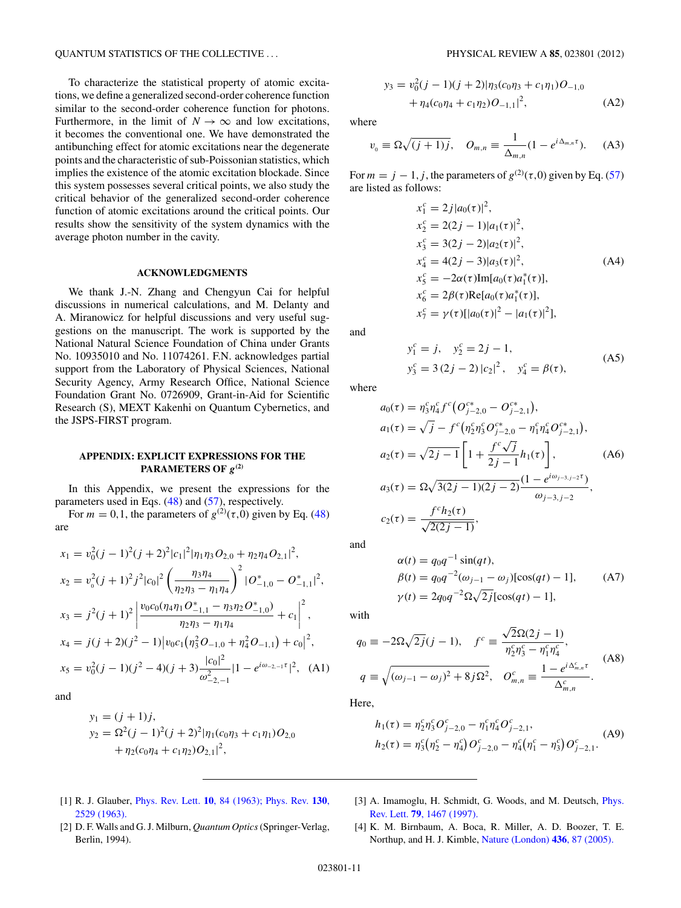To characterize the statistical property of atomic excitations, we define a generalized second-order coherence function similar to the second-order coherence function for photons. Furthermore, in the limit of $N \to \infty$ and low excitations, it becomes the conventional one. We have demonstrated the antibunching effect for atomic excitations near the degenerate points and the characteristic of sub-Poissonian statistics, which implies the existence of the atomic excitation blockade. Since this system possesses several critical points, we also study the critical behavior of the generalized second-order coherence function of atomic excitations around the critical points. Our results show the sensitivity of the system dynamics with the average photon number in the cavity.

## ACKNOWLEDGMENTS

We thank J.-N. Zhang and Chengyun Cai for helpful discussions in numerical calculations, and M. Delanty and A. Miranowicz for helpful discussions and very useful suggestions on the manuscript. The work is supported by the National Natural Science Foundation of China under Grants No. 10935010 and No. 11074261. F.N. acknowledges partial support from the Laboratory of Physical Sciences, National Security Agency, Army Research Office, National Science Foundation Grant No. 0726909, Grant-in-Aid for Scientific Research (S), MEXT Kakenhi on Quantum Cybernetics, and the JSPS-FIRST program.

## APPENDIX: EXPLICIT EXPRESSIONS FOR THE PARAMETERS OF $g^{(2)}$

In this Appendix, we present the expressions for the parameters used in Eqs. (48) and (57), respectively.

For $m = 0,1$, the parameters of $g^{(2)}(\tau,0)$ given by Eq. (48) are

$$
\begin{aligned}
x_1 &= v_0^2(j-1)^2(j+2)^2|c_1|^2|\eta_1\eta_3 O_{2,0} + \eta_2\eta_4 O_{2,1}|^2,\\
x_2 &= v_0^2(j+1)^2 j^2|c_0|^2\left(\frac{\eta_3\eta_4}{\eta_2\eta_3 - \eta_1\eta_4}\right)^2|O^*_{-1,0} - O^*_{-1,1}|^2,\\
x_3 &= j^2(j+1)^2\left|\frac{v_0 c_0(\eta_4\eta_1 O^*_{-1,1} - \eta_3\eta_2 O^*_{-1,0})}{\eta_2\eta_3 - \eta_1\eta_4} + c_1\right|^2,\\
x_4 &= j(j+2)(j^2-1)\left|v_0 c_1\left(\eta_3^2 O_{-1,0} + \eta_4^2 O_{-1,1}\right) + c_0\right|^2,\\
x_5 &= v_0^2(j-1)(j^2-4)(j+3)\frac{|c_0|^2}{\omega^2_{-2,-1}}|1 - e^{i\omega_{-2,-1}\tau}|^2,
\end{aligned}
\tag{A1}
$$

and

$$
\begin{aligned}
y_1 &= (j+1)j,\\
y_2 &= \Omega^2(j-1)^2(j+2)^2|\eta_1(c_0\eta_3 + c_1\eta_1)O_{2,0}\\
&\quad + \eta_2(c_0\eta_4 + c_1\eta_2)O_{2,1}|^2,\\
y_3 &= v_0^2(j-1)(j+2)|\eta_3(c_0\eta_3 + c_1\eta_1)O_{-1,0}\\
&\quad + \eta_4(c_0\eta_4 + c_1\eta_2)O_{-1,1}|^2,
\end{aligned}
\tag{A2}
$$

where

$$
v_0 \equiv \Omega\sqrt{(j+1)j}, \quad O_{m,n} \equiv \frac{1}{\Delta_{m,n}}(1 - e^{i\Delta_{m,n}\tau}).
\tag{A3}
$$

For $m = j-1, j$, the parameters of $g^{(2)}(\tau,0)$ given by Eq. (57) are listed as follows:

$$
\begin{aligned}
x_1^c &= 2j|a_0(\tau)|^2,\\
x_2^c &= 2(2j-1)|a_1(\tau)|^2,\\
x_3^c &= 3(2j-2)|a_2(\tau)|^2,\\
x_4^c &= 4(2j-3)|a_3(\tau)|^2,\\
x_5^c &= -2\alpha(\tau)\mathrm{Im}[a_0(\tau)a_1^*(\tau)],\\
x_6^c &= 2\beta(\tau)\mathrm{Re}[a_0(\tau)a_1^*(\tau)],\\
x_7^c &= \gamma(\tau)[|a_0(\tau)|^2 - |a_1(\tau)|^2],
\end{aligned}
\tag{A4}
$$

and

$$
\begin{aligned}
y_1^c &= j, \quad y_2^c = 2j-1,\\
y_3^c &= 3\,(2j-2)\,|c_2|^2, \quad y_4^c = \beta(\tau),
\end{aligned}
\tag{A5}
$$

where

$$
\begin{aligned}
a_0(\tau) &= \eta_3^c\eta_4^c f^c\left(O^{c*}_{j-2,0} - O^{c*}_{j-2,1}\right),\\
a_1(\tau) &= \sqrt{j} - f^c\left(\eta_2^c\eta_3^c O^{c*}_{j-2,0} - \eta_1^c\eta_4^c O^{c*}_{j-2,1}\right),\\
a_2(\tau) &= \sqrt{2j-1}\left[1 + \frac{f^c\sqrt{j}}{2j-1}h_1(\tau)\right],\\
a_3(\tau) &= \Omega\sqrt{3(2j-1)(2j-2)}\frac{(1 - e^{i\omega_{j-3,j-2}\tau})}{\omega_{j-3,j-2}},\\
c_2(\tau) &= \frac{f^c h_2(\tau)}{\sqrt{2(2j-1)}},
\end{aligned}
\tag{A6}
$$

and

$$
\begin{aligned}
\alpha(t) &= q_0 q^{-1}\sin(qt),\\
\beta(t) &= q_0 q^{-2}(\omega_{j-1} - \omega_j)[\cos(qt) - 1],\\
\gamma(t) &= 2q_0 q^{-2}\Omega\sqrt{2j}[\cos(qt) - 1],
\end{aligned}
\tag{A7}
$$

with

$$
\begin{aligned}
q_0 &\equiv -2\Omega\sqrt{2j}(j-1), \quad f^c \equiv \frac{\sqrt{2}\Omega(2j-1)}{\eta_2^c\eta_3^c - \eta_1^c\eta_4^c},\\
q &\equiv \sqrt{(\omega_{j-1} - \omega_j)^2 + 8j\Omega^2}, \quad O^c_{m,n} \equiv \frac{1 - e^{i\Delta^c_{m,n}\tau}}{\Delta^c_{m,n}}.
\end{aligned}
\tag{A8}
$$

Here,

$$
\begin{aligned}
h_1(\tau) &= \eta_2^c\eta_3^c O^c_{j-2,0} - \eta_1^c\eta_4^c O^c_{j-2,1},\\
h_2(\tau) &= \eta_3^c\left(\eta_2^c - \eta_4^c\right)O^c_{j-2,0} - \eta_4^c\left(\eta_1^c - \eta_3^c\right)O^c_{j-2,1}.
\end{aligned}
\tag{A9}
$$

---

[1] R. J. Glauber, Phys. Rev. Lett. **10**, 84 (1963); Phys. Rev. **130**, 2529 (1963).

[2] D. F. Walls and G. J. Milburn, *Quantum Optics* (Springer-Verlag, Berlin, 1994).

[3] A. Imamoglu, H. Schmidt, G. Woods, and M. Deutsch, Phys. Rev. Lett. **79**, 1467 (1997).

[4] K. M. Birnbaum, A. Boca, R. Miller, A. D. Boozer, T. E. Northup, and H. J. Kimble, Nature (London) **436**, 87 (2005).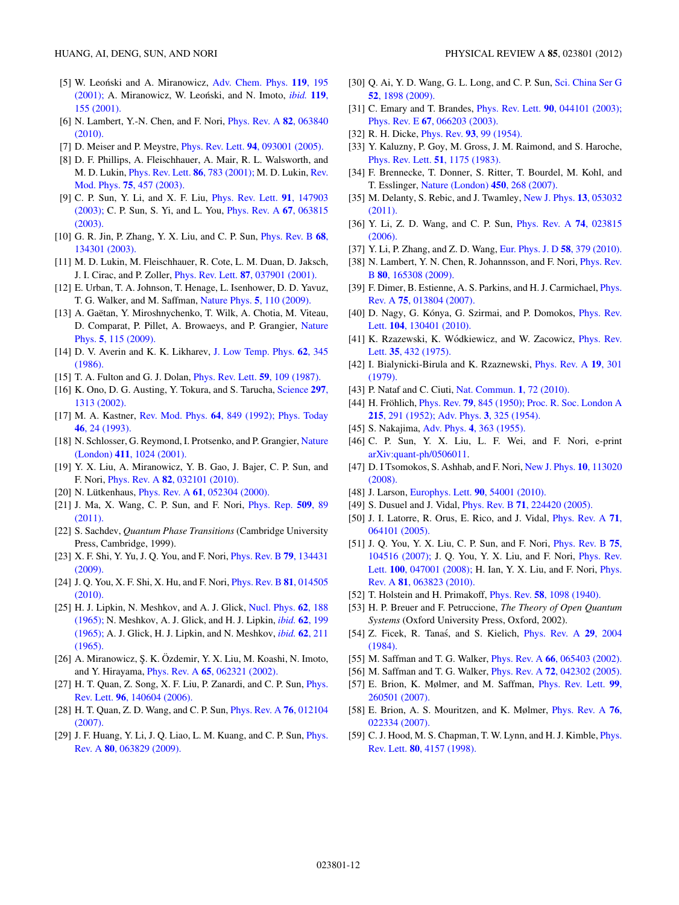[5] W. Leoński and A. Miranowicz, Adv. Chem. Phys. **119**, 195 (2001); A. Miranowicz, W. Leoński, and N. Imoto, *ibid.* **119**, 155 (2001).

[6] N. Lambert, Y.-N. Chen, and F. Nori, Phys. Rev. A **82**, 063840 (2010).

[7] D. Meiser and P. Meystre, Phys. Rev. Lett. **94**, 093001 (2005).

[8] D. F. Phillips, A. Fleischhauer, A. Mair, R. L. Walsworth, and M. D. Lukin, Phys. Rev. Lett. **86**, 783 (2001); M. D. Lukin, Rev. Mod. Phys. **75**, 457 (2003).

[9] C. P. Sun, Y. Li, and X. F. Liu, Phys. Rev. Lett. **91**, 147903 (2003); C. P. Sun, S. Yi, and L. You, Phys. Rev. A **67**, 063815 (2003).

[10] G. R. Jin, P. Zhang, Y. X. Liu, and C. P. Sun, Phys. Rev. B **68**, 134301 (2003).

[11] M. D. Lukin, M. Fleischhauer, R. Cote, L. M. Duan, D. Jaksch, J. I. Cirac, and P. Zoller, Phys. Rev. Lett. **87**, 037901 (2001).

[12] E. Urban, T. A. Johnson, T. Henage, L. Isenhower, D. D. Yavuz, T. G. Walker, and M. Saffman, Nature Phys. **5**, 110 (2009).

[13] A. Gaëtan, Y. Miroshnychenko, T. Wilk, A. Chotia, M. Viteau, D. Comparat, P. Pillet, A. Browaeys, and P. Grangier, Nature Phys. **5**, 115 (2009).

[14] D. V. Averin and K. K. Likharev, J. Low Temp. Phys. **62**, 345 (1986).

[15] T. A. Fulton and G. J. Dolan, Phys. Rev. Lett. **59**, 109 (1987).

[16] K. Ono, D. G. Austing, Y. Tokura, and S. Tarucha, Science **297**, 1313 (2002).

[17] M. A. Kastner, Rev. Mod. Phys. **64**, 849 (1992); Phys. Today **46**, 24 (1993).

[18] N. Schlosser, G. Reymond, I. Protsenko, and P. Grangier, Nature (London) **411**, 1024 (2001).

[19] Y. X. Liu, A. Miranowicz, Y. B. Gao, J. Bajer, C. P. Sun, and F. Nori, Phys. Rev. A **82**, 032101 (2010).

[20] N. Lütkenhaus, Phys. Rev. A **61**, 052304 (2000).

[21] J. Ma, X. Wang, C. P. Sun, and F. Nori, Phys. Rep. **509**, 89 (2011).

[22] S. Sachdev, *Quantum Phase Transitions* (Cambridge University Press, Cambridge, 1999).

[23] X. F. Shi, Y. Yu, J. Q. You, and F. Nori, Phys. Rev. B **79**, 134431 (2009).

[24] J. Q. You, X. F. Shi, X. Hu, and F. Nori, Phys. Rev. B **81**, 014505 (2010).

[25] H. J. Lipkin, N. Meshkov, and A. J. Glick, Nucl. Phys. **62**, 188 (1965); N. Meshkov, A. J. Glick, and H. J. Lipkin, *ibid.* **62**, 199 (1965); A. J. Glick, H. J. Lipkin, and N. Meshkov, *ibid.* **62**, 211 (1965).

[26] A. Miranowicz, Ş. K. Özdemir, Y. X. Liu, M. Koashi, N. Imoto, and Y. Hirayama, Phys. Rev. A **65**, 062321 (2002).

[27] H. T. Quan, Z. Song, X. F. Liu, P. Zanardi, and C. P. Sun, Phys. Rev. Lett. **96**, 140604 (2006).

[28] H. T. Quan, Z. D. Wang, and C. P. Sun, Phys. Rev. A **76**, 012104 (2007).

[29] J. F. Huang, Y. Li, J. Q. Liao, L. M. Kuang, and C. P. Sun, Phys. Rev. A **80**, 063829 (2009).

[30] Q. Ai, Y. D. Wang, G. L. Long, and C. P. Sun, Sci. China Ser G **52**, 1898 (2009).

[31] C. Emary and T. Brandes, Phys. Rev. Lett. **90**, 044101 (2003); Phys. Rev. E **67**, 066203 (2003).

[32] R. H. Dicke, Phys. Rev. **93**, 99 (1954).

[33] Y. Kaluzny, P. Goy, M. Gross, J. M. Raimond, and S. Haroche, Phys. Rev. Lett. **51**, 1175 (1983).

[34] F. Brennecke, T. Donner, S. Ritter, T. Bourdel, M. Kohl, and T. Esslinger, Nature (London) **450**, 268 (2007).

[35] M. Delanty, S. Rebic, and J. Twamley, New J. Phys. **13**, 053032 (2011).

[36] Y. Li, Z. D. Wang, and C. P. Sun, Phys. Rev. A **74**, 023815 (2006).

[37] Y. Li, P. Zhang, and Z. D. Wang, Eur. Phys. J. D **58**, 379 (2010).

[38] N. Lambert, Y. N. Chen, R. Johansson, and F. Nori, Phys. Rev. B **80**, 165308 (2009).

[39] F. Dimer, B. Estienne, A. S. Parkins, and H. J. Carmichael, Phys. Rev. A **75**, 013804 (2007).

[40] D. Nagy, G. Kónya, G. Szirmai, and P. Domokos, Phys. Rev. Lett. **104**, 130401 (2010).

[41] K. Rzazewski, K. Wódkiewicz, and W. Zacowicz, Phys. Rev. Lett. **35**, 432 (1975).

[42] I. Bialynicki-Birula and K. Rzaznewski, Phys. Rev. A **19**, 301 (1979).

[43] P. Nataf and C. Ciuti, Nat. Commun. **1**, 72 (2010).

[44] H. Fröhlich, Phys. Rev. **79**, 845 (1950); Proc. R. Soc. London A **215**, 291 (1952); Adv. Phys. **3**, 325 (1954).

[45] S. Nakajima, Adv. Phys. **4**, 363 (1955).

[46] C. P. Sun, Y. X. Liu, L. F. Wei, and F. Nori, e-print arXiv:quant-ph/0506011.

[47] D. I Tsomokos, S. Ashhab, and F. Nori, New J. Phys. **10**, 113020 (2008).

[48] J. Larson, Europhys. Lett. **90**, 54001 (2010).

[49] S. Dusuel and J. Vidal, Phys. Rev. B **71**, 224420 (2005).

[50] J. I. Latorre, R. Orus, E. Rico, and J. Vidal, Phys. Rev. A **71**, 064101 (2005).

[51] J. Q. You, Y. X. Liu, C. P. Sun, and F. Nori, Phys. Rev. B **75**, 104516 (2007); J. Q. You, Y. X. Liu, and F. Nori, Phys. Rev. Lett. **100**, 047001 (2008); H. Ian, Y. X. Liu, and F. Nori, Phys. Rev. A **81**, 063823 (2010).

[52] T. Holstein and H. Primakoff, Phys. Rev. **58**, 1098 (1940).

[53] H. P. Breuer and F. Petruccione, *The Theory of Open Quantum Systems* (Oxford University Press, Oxford, 2002).

[54] Z. Ficek, R. Tanaś, and S. Kielich, Phys. Rev. A **29**, 2004 (1984).

[55] M. Saffman and T. G. Walker, Phys. Rev. A **66**, 065403 (2002).

[56] M. Saffman and T. G. Walker, Phys. Rev. A **72**, 042302 (2005).

[57] E. Brion, K. Mølmer, and M. Saffman, Phys. Rev. Lett. **99**, 260501 (2007).

[58] E. Brion, A. S. Mouritzen, and K. Mølmer, Phys. Rev. A **76**, 022334 (2007).

[59] C. J. Hood, M. S. Chapman, T. W. Lynn, and H. J. Kimble, Phys. Rev. Lett. **80**, 4157 (1998).